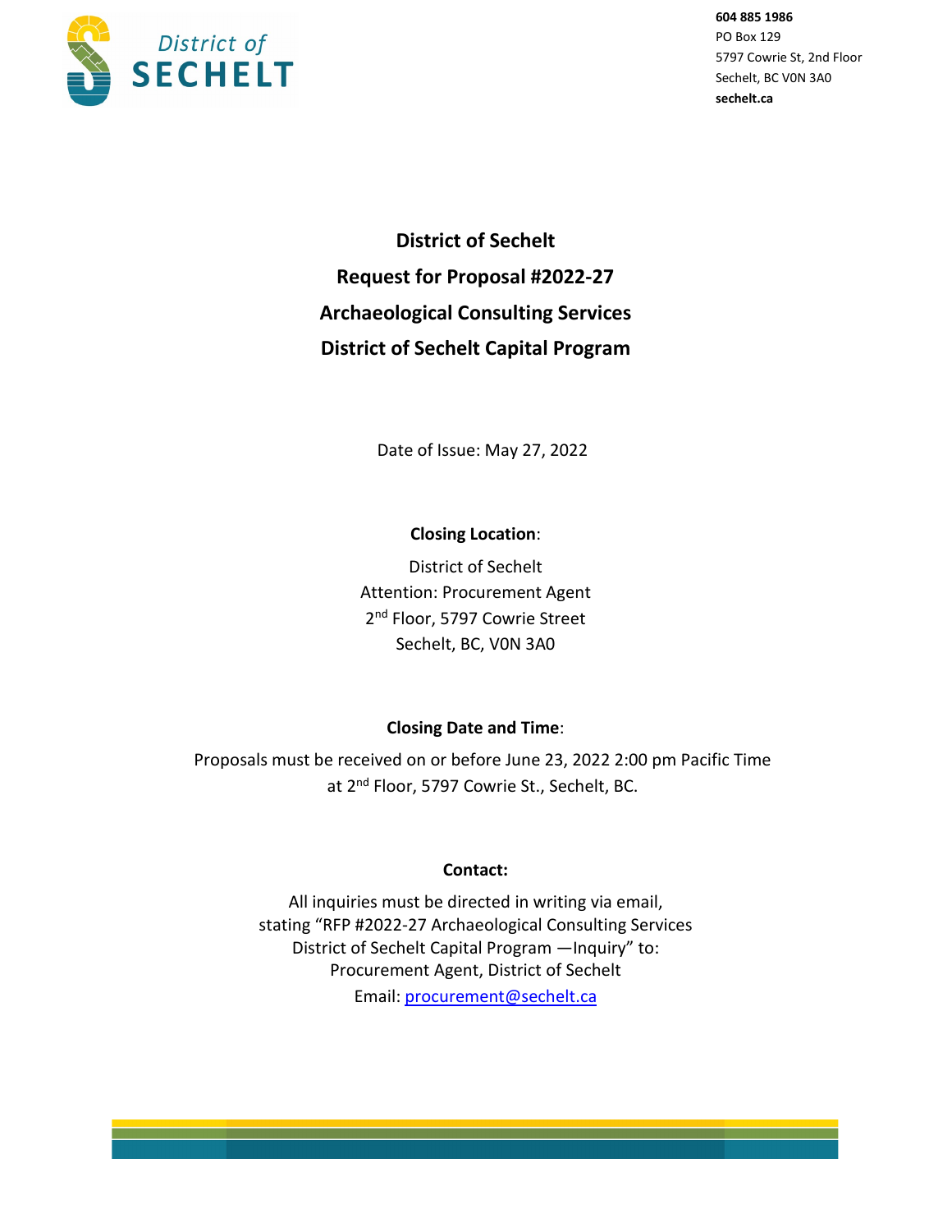District of SECHELT

**604 885 1986**
PO Box 129
5797 Cowrie St, 2nd Floor
Sechelt, BC V0N 3A0
**sechelt.ca**

# District of Sechelt
# Request for Proposal #2022-27
# Archaeological Consulting Services
# District of Sechelt Capital Program

Date of Issue: May 27, 2022

**Closing Location**:

District of Sechelt
Attention: Procurement Agent
2nd Floor, 5797 Cowrie Street
Sechelt, BC, V0N 3A0

**Closing Date and Time**:

Proposals must be received on or before June 23, 2022 2:00 pm Pacific Time at 2nd Floor, 5797 Cowrie St., Sechelt, BC.

**Contact:**

All inquiries must be directed in writing via email, stating "RFP #2022-27 Archaeological Consulting Services District of Sechelt Capital Program —Inquiry" to:
Procurement Agent, District of Sechelt
Email: procurement@sechelt.ca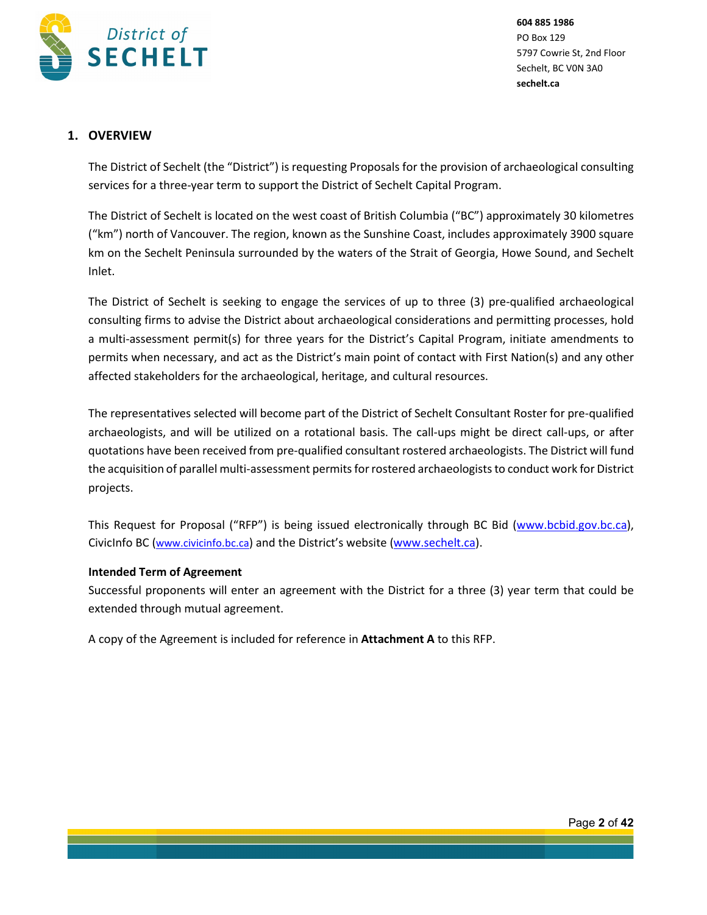## 1. OVERVIEW

The District of Sechelt (the "District") is requesting Proposals for the provision of archaeological consulting services for a three-year term to support the District of Sechelt Capital Program.

The District of Sechelt is located on the west coast of British Columbia ("BC") approximately 30 kilometres ("km") north of Vancouver. The region, known as the Sunshine Coast, includes approximately 3900 square km on the Sechelt Peninsula surrounded by the waters of the Strait of Georgia, Howe Sound, and Sechelt Inlet.

The District of Sechelt is seeking to engage the services of up to three (3) pre-qualified archaeological consulting firms to advise the District about archaeological considerations and permitting processes, hold a multi-assessment permit(s) for three years for the District's Capital Program, initiate amendments to permits when necessary, and act as the District's main point of contact with First Nation(s) and any other affected stakeholders for the archaeological, heritage, and cultural resources.

The representatives selected will become part of the District of Sechelt Consultant Roster for pre-qualified archaeologists, and will be utilized on a rotational basis. The call-ups might be direct call-ups, or after quotations have been received from pre-qualified consultant rostered archaeologists. The District will fund the acquisition of parallel multi-assessment permits for rostered archaeologists to conduct work for District projects.

This Request for Proposal ("RFP") is being issued electronically through BC Bid (www.bcbid.gov.bc.ca), CivicInfo BC (www.civicinfo.bc.ca) and the District's website (www.sechelt.ca).

**Intended Term of Agreement**

Successful proponents will enter an agreement with the District for a three (3) year term that could be extended through mutual agreement.

A copy of the Agreement is included for reference in **Attachment A** to this RFP.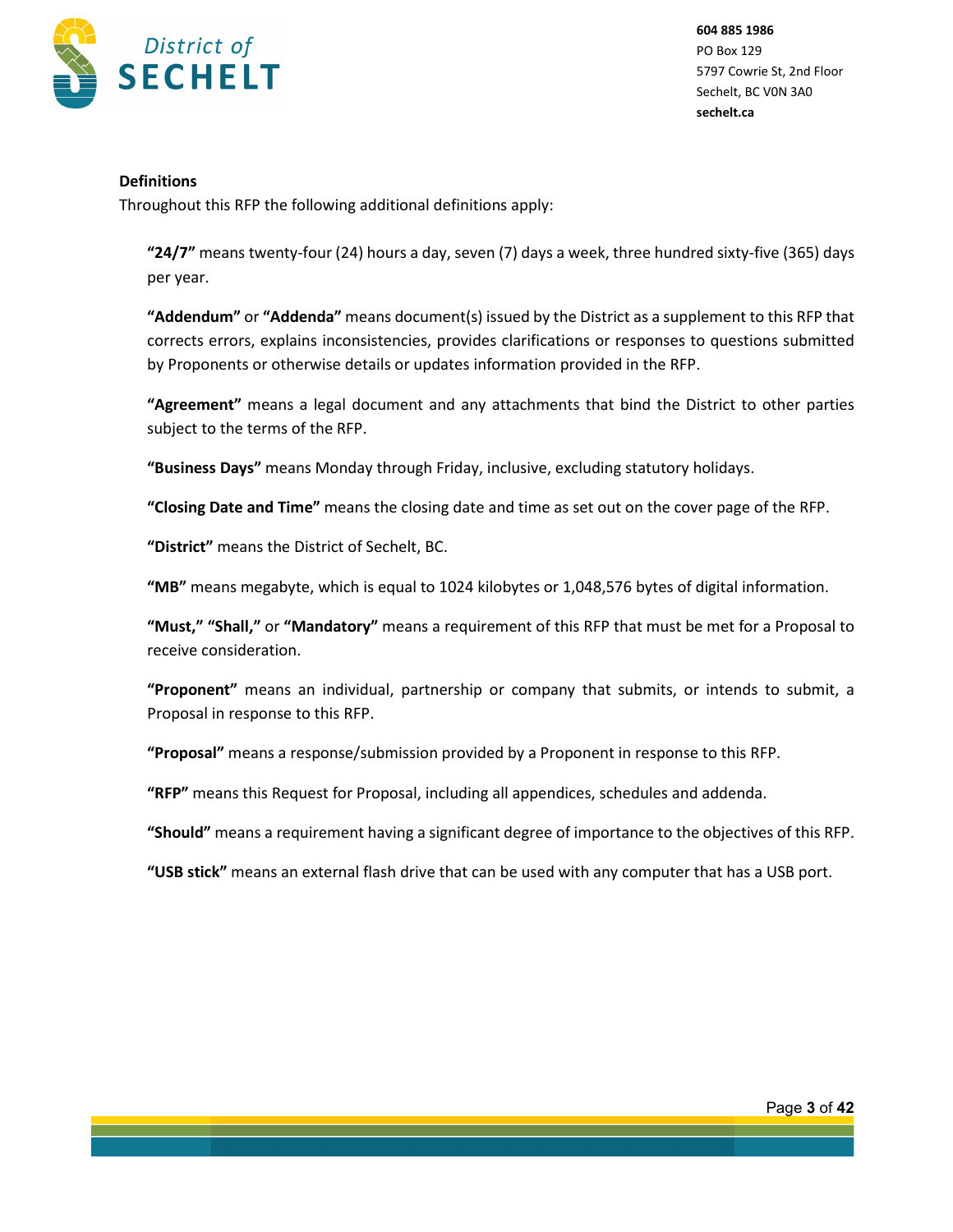**Definitions**

Throughout this RFP the following additional definitions apply:

**"24/7"** means twenty-four (24) hours a day, seven (7) days a week, three hundred sixty-five (365) days per year.

**"Addendum"** or **"Addenda"** means document(s) issued by the District as a supplement to this RFP that corrects errors, explains inconsistencies, provides clarifications or responses to questions submitted by Proponents or otherwise details or updates information provided in the RFP.

**"Agreement"** means a legal document and any attachments that bind the District to other parties subject to the terms of the RFP.

**"Business Days"** means Monday through Friday, inclusive, excluding statutory holidays.

**"Closing Date and Time"** means the closing date and time as set out on the cover page of the RFP.

**"District"** means the District of Sechelt, BC.

**"MB"** means megabyte, which is equal to 1024 kilobytes or 1,048,576 bytes of digital information.

**"Must," "Shall,"** or **"Mandatory"** means a requirement of this RFP that must be met for a Proposal to receive consideration.

**"Proponent"** means an individual, partnership or company that submits, or intends to submit, a Proposal in response to this RFP.

**"Proposal"** means a response/submission provided by a Proponent in response to this RFP.

**"RFP"** means this Request for Proposal, including all appendices, schedules and addenda.

**"Should"** means a requirement having a significant degree of importance to the objectives of this RFP.

**"USB stick"** means an external flash drive that can be used with any computer that has a USB port.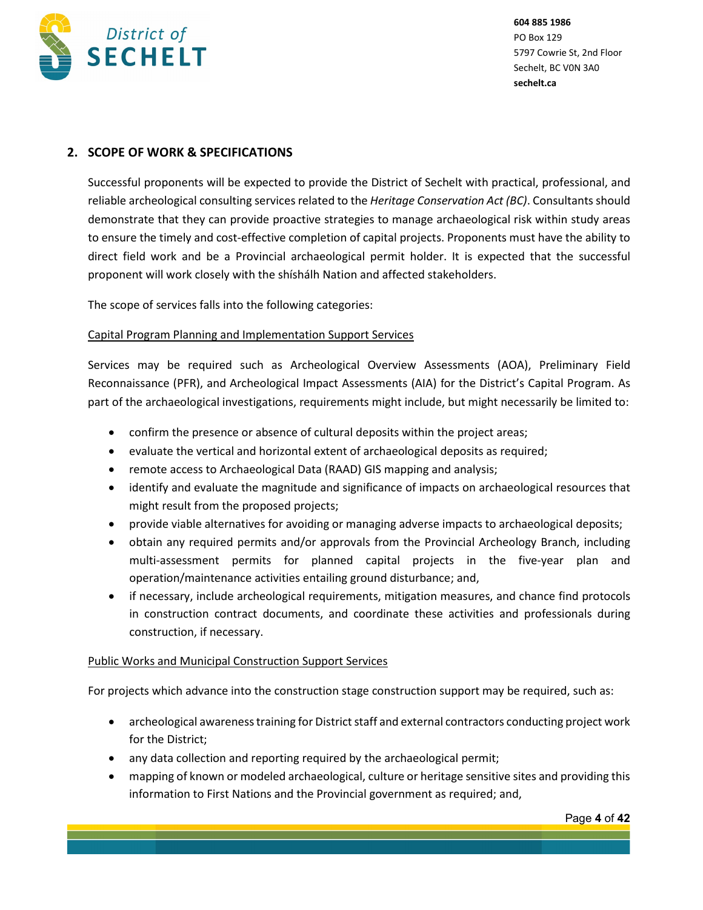## 2. SCOPE OF WORK & SPECIFICATIONS

Successful proponents will be expected to provide the District of Sechelt with practical, professional, and reliable archeological consulting services related to the *Heritage Conservation Act (BC)*. Consultants should demonstrate that they can provide proactive strategies to manage archaeological risk within study areas to ensure the timely and cost-effective completion of capital projects. Proponents must have the ability to direct field work and be a Provincial archaeological permit holder. It is expected that the successful proponent will work closely with the shíshálh Nation and affected stakeholders.

The scope of services falls into the following categories:

Capital Program Planning and Implementation Support Services

Services may be required such as Archeological Overview Assessments (AOA), Preliminary Field Reconnaissance (PFR), and Archeological Impact Assessments (AIA) for the District's Capital Program. As part of the archaeological investigations, requirements might include, but might necessarily be limited to:

- confirm the presence or absence of cultural deposits within the project areas;
- evaluate the vertical and horizontal extent of archaeological deposits as required;
- remote access to Archaeological Data (RAAD) GIS mapping and analysis;
- identify and evaluate the magnitude and significance of impacts on archaeological resources that might result from the proposed projects;
- provide viable alternatives for avoiding or managing adverse impacts to archaeological deposits;
- obtain any required permits and/or approvals from the Provincial Archeology Branch, including multi-assessment permits for planned capital projects in the five-year plan and operation/maintenance activities entailing ground disturbance; and,
- if necessary, include archeological requirements, mitigation measures, and chance find protocols in construction contract documents, and coordinate these activities and professionals during construction, if necessary.

Public Works and Municipal Construction Support Services

For projects which advance into the construction stage construction support may be required, such as:

- archeological awareness training for District staff and external contractors conducting project work for the District;
- any data collection and reporting required by the archaeological permit;
- mapping of known or modeled archaeological, culture or heritage sensitive sites and providing this information to First Nations and the Provincial government as required; and,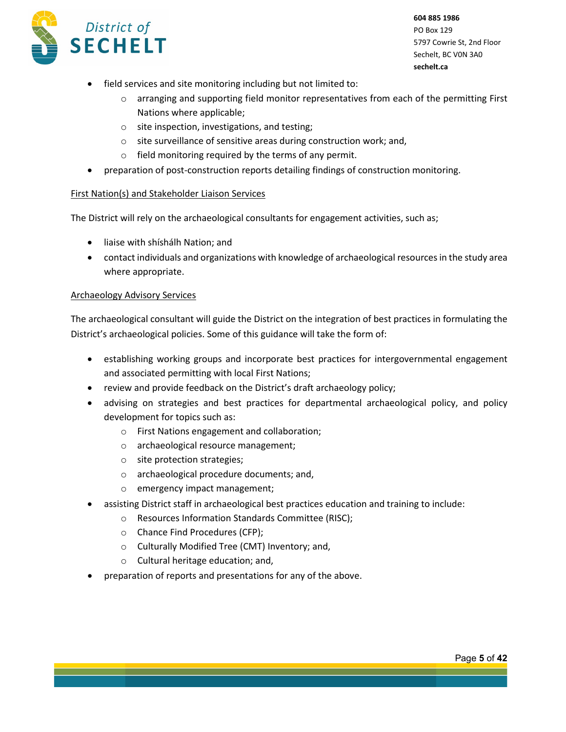- field services and site monitoring including but not limited to:
    - arranging and supporting field monitor representatives from each of the permitting First Nations where applicable;
    - site inspection, investigations, and testing;
    - site surveillance of sensitive areas during construction work; and,
    - field monitoring required by the terms of any permit.
- preparation of post-construction reports detailing findings of construction monitoring.

<u>First Nation(s) and Stakeholder Liaison Services</u>

The District will rely on the archaeological consultants for engagement activities, such as;

- liaise with shíshálh Nation; and
- contact individuals and organizations with knowledge of archaeological resources in the study area where appropriate.

<u>Archaeology Advisory Services</u>

The archaeological consultant will guide the District on the integration of best practices in formulating the District's archaeological policies. Some of this guidance will take the form of:

- establishing working groups and incorporate best practices for intergovernmental engagement and associated permitting with local First Nations;
- review and provide feedback on the District's draft archaeology policy;
- advising on strategies and best practices for departmental archaeological policy, and policy development for topics such as:
    - First Nations engagement and collaboration;
    - archaeological resource management;
    - site protection strategies;
    - archaeological procedure documents; and,
    - emergency impact management;
- assisting District staff in archaeological best practices education and training to include:
    - Resources Information Standards Committee (RISC);
    - Chance Find Procedures (CFP);
    - Culturally Modified Tree (CMT) Inventory; and,
    - Cultural heritage education; and,
- preparation of reports and presentations for any of the above.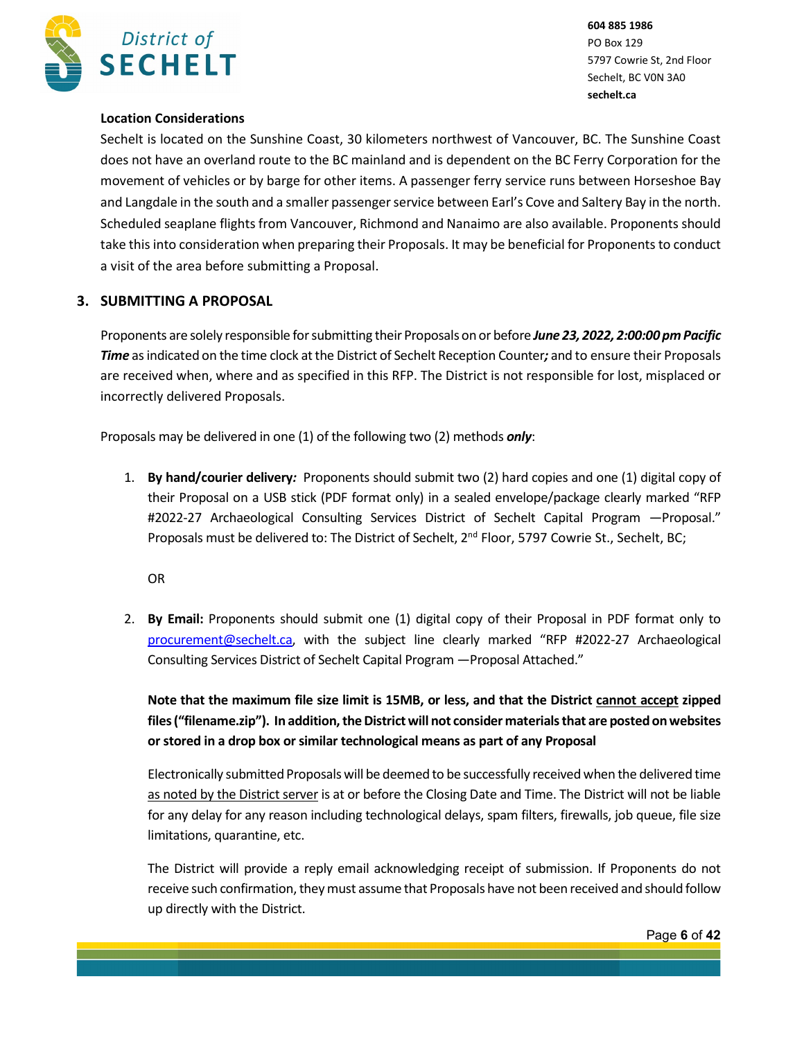**Location Considerations**

Sechelt is located on the Sunshine Coast, 30 kilometers northwest of Vancouver, BC. The Sunshine Coast does not have an overland route to the BC mainland and is dependent on the BC Ferry Corporation for the movement of vehicles or by barge for other items. A passenger ferry service runs between Horseshoe Bay and Langdale in the south and a smaller passenger service between Earl's Cove and Saltery Bay in the north. Scheduled seaplane flights from Vancouver, Richmond and Nanaimo are also available. Proponents should take this into consideration when preparing their Proposals. It may be beneficial for Proponents to conduct a visit of the area before submitting a Proposal.

## 3. SUBMITTING A PROPOSAL

Proponents are solely responsible for submitting their Proposals on or before ***June 23, 2022, 2:00:00 pm Pacific Time*** as indicated on the time clock at the District of Sechelt Reception Counter***;*** and to ensure their Proposals are received when, where and as specified in this RFP. The District is not responsible for lost, misplaced or incorrectly delivered Proposals.

Proposals may be delivered in one (1) of the following two (2) methods ***only***:

1. **By hand/courier delivery*:*** Proponents should submit two (2) hard copies and one (1) digital copy of their Proposal on a USB stick (PDF format only) in a sealed envelope/package clearly marked "RFP #2022-27 Archaeological Consulting Services District of Sechelt Capital Program —Proposal." Proposals must be delivered to: The District of Sechelt, 2nd Floor, 5797 Cowrie St., Sechelt, BC;

   OR

2. **By Email:** Proponents should submit one (1) digital copy of their Proposal in PDF format only to procurement@sechelt.ca, with the subject line clearly marked "RFP #2022-27 Archaeological Consulting Services District of Sechelt Capital Program —Proposal Attached."

   **Note that the maximum file size limit is 15MB, or less, and that the District cannot accept zipped files ("filename.zip"). In addition, the District will not consider materials that are posted on websites or stored in a drop box or similar technological means as part of any Proposal**

   Electronically submitted Proposals will be deemed to be successfully received when the delivered time as noted by the District server is at or before the Closing Date and Time. The District will not be liable for any delay for any reason including technological delays, spam filters, firewalls, job queue, file size limitations, quarantine, etc.

   The District will provide a reply email acknowledging receipt of submission. If Proponents do not receive such confirmation, they must assume that Proposals have not been received and should follow up directly with the District.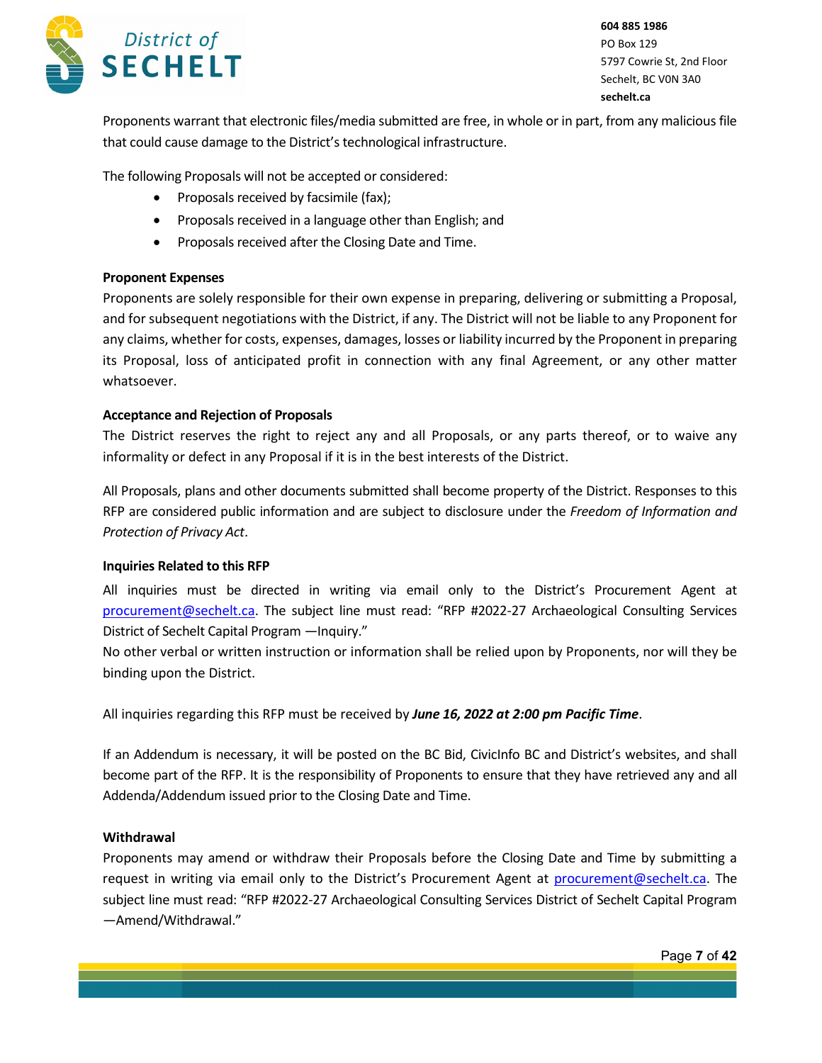Proponents warrant that electronic files/media submitted are free, in whole or in part, from any malicious file that could cause damage to the District's technological infrastructure.

The following Proposals will not be accepted or considered:

- Proposals received by facsimile (fax);
- Proposals received in a language other than English; and
- Proposals received after the Closing Date and Time.

**Proponent Expenses**

Proponents are solely responsible for their own expense in preparing, delivering or submitting a Proposal, and for subsequent negotiations with the District, if any. The District will not be liable to any Proponent for any claims, whether for costs, expenses, damages, losses or liability incurred by the Proponent in preparing its Proposal, loss of anticipated profit in connection with any final Agreement, or any other matter whatsoever.

**Acceptance and Rejection of Proposals**

The District reserves the right to reject any and all Proposals, or any parts thereof, or to waive any informality or defect in any Proposal if it is in the best interests of the District.

All Proposals, plans and other documents submitted shall become property of the District. Responses to this RFP are considered public information and are subject to disclosure under the *Freedom of Information and Protection of Privacy Act*.

**Inquiries Related to this RFP**

All inquiries must be directed in writing via email only to the District's Procurement Agent at procurement@sechelt.ca. The subject line must read: "RFP #2022-27 Archaeological Consulting Services District of Sechelt Capital Program —Inquiry."

No other verbal or written instruction or information shall be relied upon by Proponents, nor will they be binding upon the District.

All inquiries regarding this RFP must be received by ***June 16, 2022 at 2:00 pm Pacific Time***.

If an Addendum is necessary, it will be posted on the BC Bid, CivicInfo BC and District's websites, and shall become part of the RFP. It is the responsibility of Proponents to ensure that they have retrieved any and all Addenda/Addendum issued prior to the Closing Date and Time.

**Withdrawal**

Proponents may amend or withdraw their Proposals before the Closing Date and Time by submitting a request in writing via email only to the District's Procurement Agent at procurement@sechelt.ca. The subject line must read: "RFP #2022-27 Archaeological Consulting Services District of Sechelt Capital Program —Amend/Withdrawal."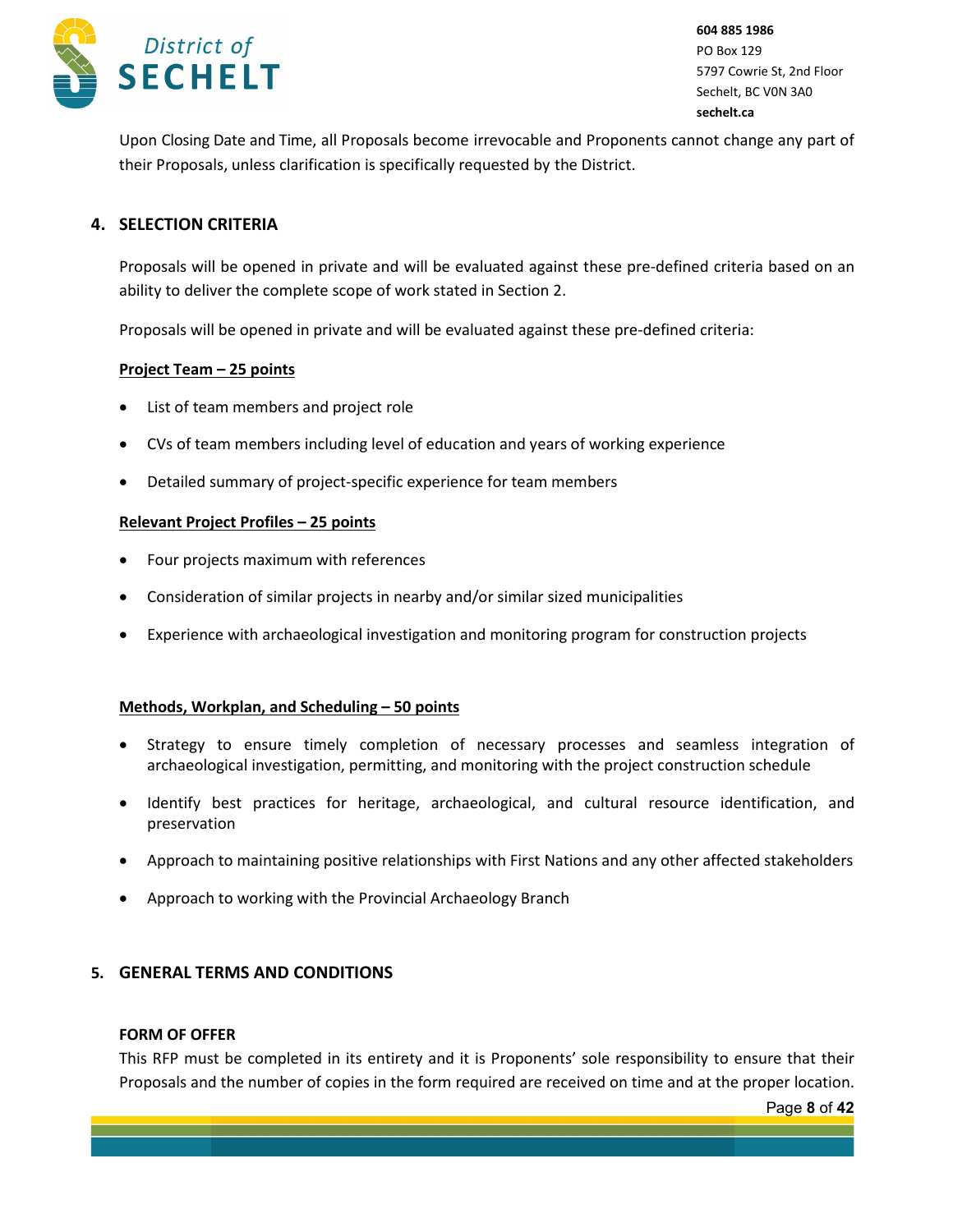Upon Closing Date and Time, all Proposals become irrevocable and Proponents cannot change any part of their Proposals, unless clarification is specifically requested by the District.

## 4. SELECTION CRITERIA

Proposals will be opened in private and will be evaluated against these pre-defined criteria based on an ability to deliver the complete scope of work stated in Section 2.

Proposals will be opened in private and will be evaluated against these pre-defined criteria:

**Project Team – 25 points**

- List of team members and project role
- CVs of team members including level of education and years of working experience
- Detailed summary of project-specific experience for team members

**Relevant Project Profiles – 25 points**

- Four projects maximum with references
- Consideration of similar projects in nearby and/or similar sized municipalities
- Experience with archaeological investigation and monitoring program for construction projects

**Methods, Workplan, and Scheduling – 50 points**

- Strategy to ensure timely completion of necessary processes and seamless integration of archaeological investigation, permitting, and monitoring with the project construction schedule
- Identify best practices for heritage, archaeological, and cultural resource identification, and preservation
- Approach to maintaining positive relationships with First Nations and any other affected stakeholders
- Approach to working with the Provincial Archaeology Branch

## 5. GENERAL TERMS AND CONDITIONS

### FORM OF OFFER

This RFP must be completed in its entirety and it is Proponents' sole responsibility to ensure that their Proposals and the number of copies in the form required are received on time and at the proper location.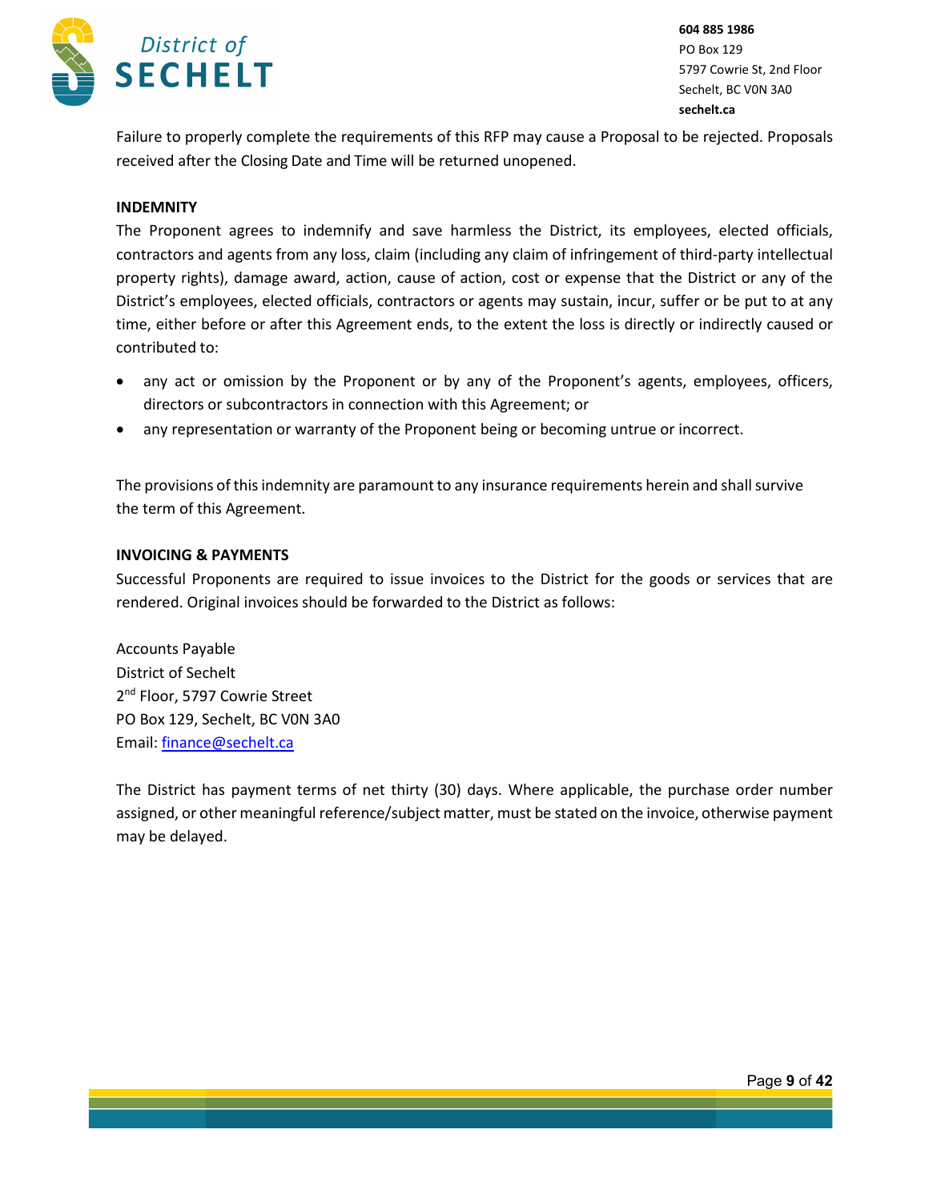Failure to properly complete the requirements of this RFP may cause a Proposal to be rejected. Proposals received after the Closing Date and Time will be returned unopened.

**INDEMNITY**

The Proponent agrees to indemnify and save harmless the District, its employees, elected officials, contractors and agents from any loss, claim (including any claim of infringement of third-party intellectual property rights), damage award, action, cause of action, cost or expense that the District or any of the District's employees, elected officials, contractors or agents may sustain, incur, suffer or be put to at any time, either before or after this Agreement ends, to the extent the loss is directly or indirectly caused or contributed to:

- any act or omission by the Proponent or by any of the Proponent's agents, employees, officers, directors or subcontractors in connection with this Agreement; or
- any representation or warranty of the Proponent being or becoming untrue or incorrect.

The provisions of this indemnity are paramount to any insurance requirements herein and shall survive the term of this Agreement.

**INVOICING & PAYMENTS**

Successful Proponents are required to issue invoices to the District for the goods or services that are rendered. Original invoices should be forwarded to the District as follows:

Accounts Payable
District of Sechelt
2nd Floor, 5797 Cowrie Street
PO Box 129, Sechelt, BC V0N 3A0
Email: finance@sechelt.ca

The District has payment terms of net thirty (30) days. Where applicable, the purchase order number assigned, or other meaningful reference/subject matter, must be stated on the invoice, otherwise payment may be delayed.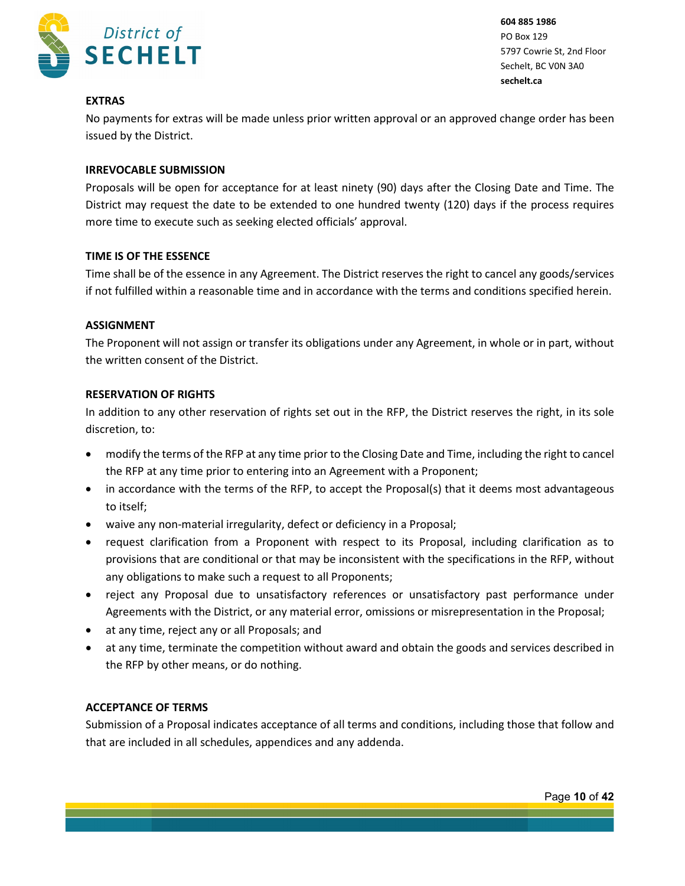### EXTRAS

No payments for extras will be made unless prior written approval or an approved change order has been issued by the District.

### IRREVOCABLE SUBMISSION

Proposals will be open for acceptance for at least ninety (90) days after the Closing Date and Time. The District may request the date to be extended to one hundred twenty (120) days if the process requires more time to execute such as seeking elected officials' approval.

### TIME IS OF THE ESSENCE

Time shall be of the essence in any Agreement. The District reserves the right to cancel any goods/services if not fulfilled within a reasonable time and in accordance with the terms and conditions specified herein.

### ASSIGNMENT

The Proponent will not assign or transfer its obligations under any Agreement, in whole or in part, without the written consent of the District.

### RESERVATION OF RIGHTS

In addition to any other reservation of rights set out in the RFP, the District reserves the right, in its sole discretion, to:

- modify the terms of the RFP at any time prior to the Closing Date and Time, including the right to cancel the RFP at any time prior to entering into an Agreement with a Proponent;
- in accordance with the terms of the RFP, to accept the Proposal(s) that it deems most advantageous to itself;
- waive any non-material irregularity, defect or deficiency in a Proposal;
- request clarification from a Proponent with respect to its Proposal, including clarification as to provisions that are conditional or that may be inconsistent with the specifications in the RFP, without any obligations to make such a request to all Proponents;
- reject any Proposal due to unsatisfactory references or unsatisfactory past performance under Agreements with the District, or any material error, omissions or misrepresentation in the Proposal;
- at any time, reject any or all Proposals; and
- at any time, terminate the competition without award and obtain the goods and services described in the RFP by other means, or do nothing.

### ACCEPTANCE OF TERMS

Submission of a Proposal indicates acceptance of all terms and conditions, including those that follow and that are included in all schedules, appendices and any addenda.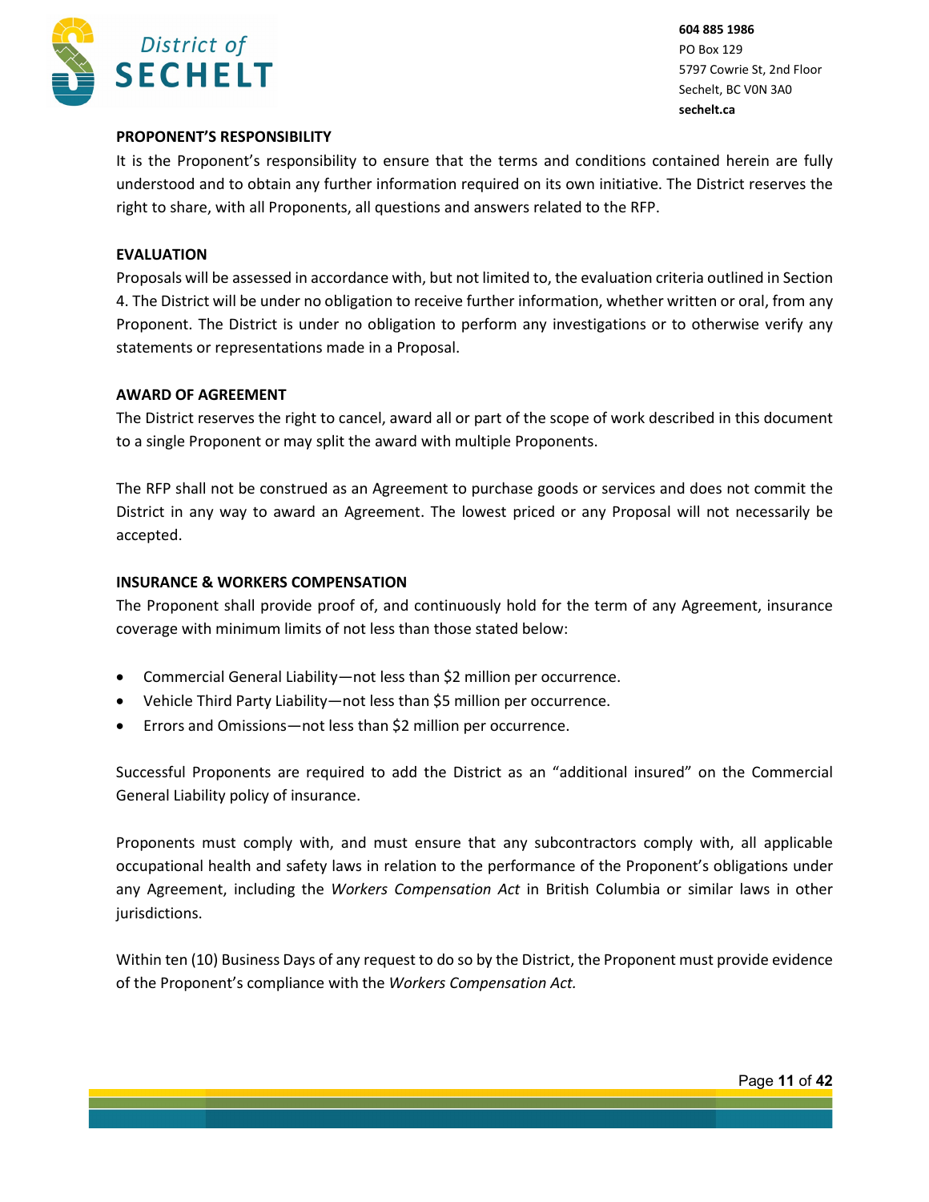### PROPONENT'S RESPONSIBILITY

It is the Proponent's responsibility to ensure that the terms and conditions contained herein are fully understood and to obtain any further information required on its own initiative. The District reserves the right to share, with all Proponents, all questions and answers related to the RFP.

### EVALUATION

Proposals will be assessed in accordance with, but not limited to, the evaluation criteria outlined in Section 4. The District will be under no obligation to receive further information, whether written or oral, from any Proponent. The District is under no obligation to perform any investigations or to otherwise verify any statements or representations made in a Proposal.

### AWARD OF AGREEMENT

The District reserves the right to cancel, award all or part of the scope of work described in this document to a single Proponent or may split the award with multiple Proponents.

The RFP shall not be construed as an Agreement to purchase goods or services and does not commit the District in any way to award an Agreement. The lowest priced or any Proposal will not necessarily be accepted.

### INSURANCE & WORKERS COMPENSATION

The Proponent shall provide proof of, and continuously hold for the term of any Agreement, insurance coverage with minimum limits of not less than those stated below:

- Commercial General Liability—not less than $2 million per occurrence.
- Vehicle Third Party Liability—not less than $5 million per occurrence.
- Errors and Omissions—not less than $2 million per occurrence.

Successful Proponents are required to add the District as an "additional insured" on the Commercial General Liability policy of insurance.

Proponents must comply with, and must ensure that any subcontractors comply with, all applicable occupational health and safety laws in relation to the performance of the Proponent's obligations under any Agreement, including the *Workers Compensation Act* in British Columbia or similar laws in other jurisdictions.

Within ten (10) Business Days of any request to do so by the District, the Proponent must provide evidence of the Proponent's compliance with the *Workers Compensation Act.*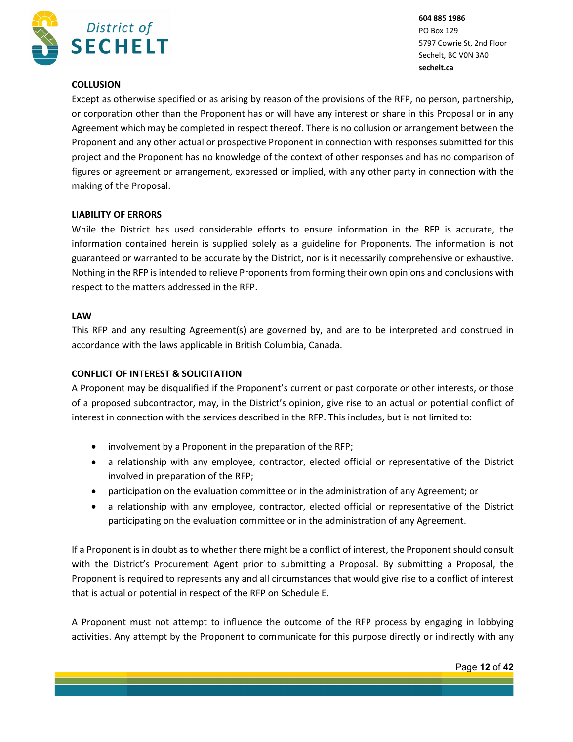**COLLUSION**

Except as otherwise specified or as arising by reason of the provisions of the RFP, no person, partnership, or corporation other than the Proponent has or will have any interest or share in this Proposal or in any Agreement which may be completed in respect thereof. There is no collusion or arrangement between the Proponent and any other actual or prospective Proponent in connection with responses submitted for this project and the Proponent has no knowledge of the context of other responses and has no comparison of figures or agreement or arrangement, expressed or implied, with any other party in connection with the making of the Proposal.

**LIABILITY OF ERRORS**

While the District has used considerable efforts to ensure information in the RFP is accurate, the information contained herein is supplied solely as a guideline for Proponents. The information is not guaranteed or warranted to be accurate by the District, nor is it necessarily comprehensive or exhaustive. Nothing in the RFP is intended to relieve Proponents from forming their own opinions and conclusions with respect to the matters addressed in the RFP.

**LAW**

This RFP and any resulting Agreement(s) are governed by, and are to be interpreted and construed in accordance with the laws applicable in British Columbia, Canada.

**CONFLICT OF INTEREST & SOLICITATION**

A Proponent may be disqualified if the Proponent's current or past corporate or other interests, or those of a proposed subcontractor, may, in the District's opinion, give rise to an actual or potential conflict of interest in connection with the services described in the RFP. This includes, but is not limited to:

- involvement by a Proponent in the preparation of the RFP;
- a relationship with any employee, contractor, elected official or representative of the District involved in preparation of the RFP;
- participation on the evaluation committee or in the administration of any Agreement; or
- a relationship with any employee, contractor, elected official or representative of the District participating on the evaluation committee or in the administration of any Agreement.

If a Proponent is in doubt as to whether there might be a conflict of interest, the Proponent should consult with the District's Procurement Agent prior to submitting a Proposal. By submitting a Proposal, the Proponent is required to represents any and all circumstances that would give rise to a conflict of interest that is actual or potential in respect of the RFP on Schedule E.

A Proponent must not attempt to influence the outcome of the RFP process by engaging in lobbying activities. Any attempt by the Proponent to communicate for this purpose directly or indirectly with any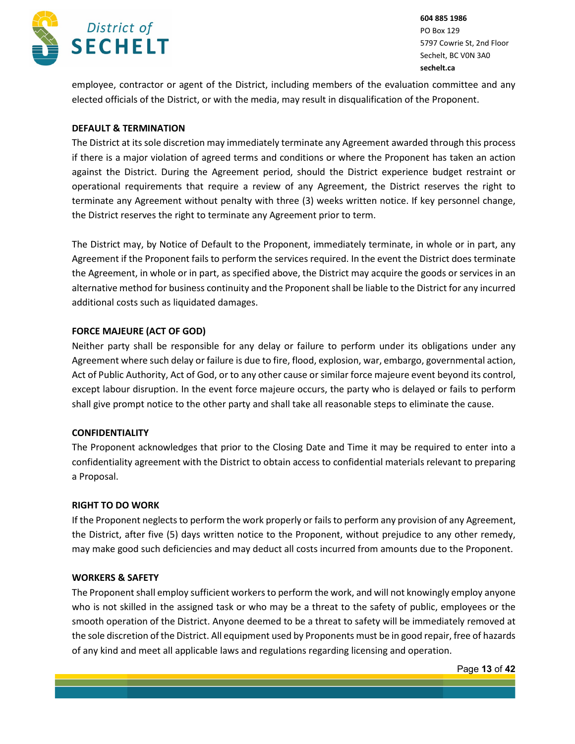employee, contractor or agent of the District, including members of the evaluation committee and any elected officials of the District, or with the media, may result in disqualification of the Proponent.

**DEFAULT & TERMINATION**

The District at its sole discretion may immediately terminate any Agreement awarded through this process if there is a major violation of agreed terms and conditions or where the Proponent has taken an action against the District. During the Agreement period, should the District experience budget restraint or operational requirements that require a review of any Agreement, the District reserves the right to terminate any Agreement without penalty with three (3) weeks written notice. If key personnel change, the District reserves the right to terminate any Agreement prior to term.

The District may, by Notice of Default to the Proponent, immediately terminate, in whole or in part, any Agreement if the Proponent fails to perform the services required. In the event the District does terminate the Agreement, in whole or in part, as specified above, the District may acquire the goods or services in an alternative method for business continuity and the Proponent shall be liable to the District for any incurred additional costs such as liquidated damages.

**FORCE MAJEURE (ACT OF GOD)**

Neither party shall be responsible for any delay or failure to perform under its obligations under any Agreement where such delay or failure is due to fire, flood, explosion, war, embargo, governmental action, Act of Public Authority, Act of God, or to any other cause or similar force majeure event beyond its control, except labour disruption. In the event force majeure occurs, the party who is delayed or fails to perform shall give prompt notice to the other party and shall take all reasonable steps to eliminate the cause.

**CONFIDENTIALITY**

The Proponent acknowledges that prior to the Closing Date and Time it may be required to enter into a confidentiality agreement with the District to obtain access to confidential materials relevant to preparing a Proposal.

**RIGHT TO DO WORK**

If the Proponent neglects to perform the work properly or fails to perform any provision of any Agreement, the District, after five (5) days written notice to the Proponent, without prejudice to any other remedy, may make good such deficiencies and may deduct all costs incurred from amounts due to the Proponent.

**WORKERS & SAFETY**

The Proponent shall employ sufficient workers to perform the work, and will not knowingly employ anyone who is not skilled in the assigned task or who may be a threat to the safety of public, employees or the smooth operation of the District. Anyone deemed to be a threat to safety will be immediately removed at the sole discretion of the District. All equipment used by Proponents must be in good repair, free of hazards of any kind and meet all applicable laws and regulations regarding licensing and operation.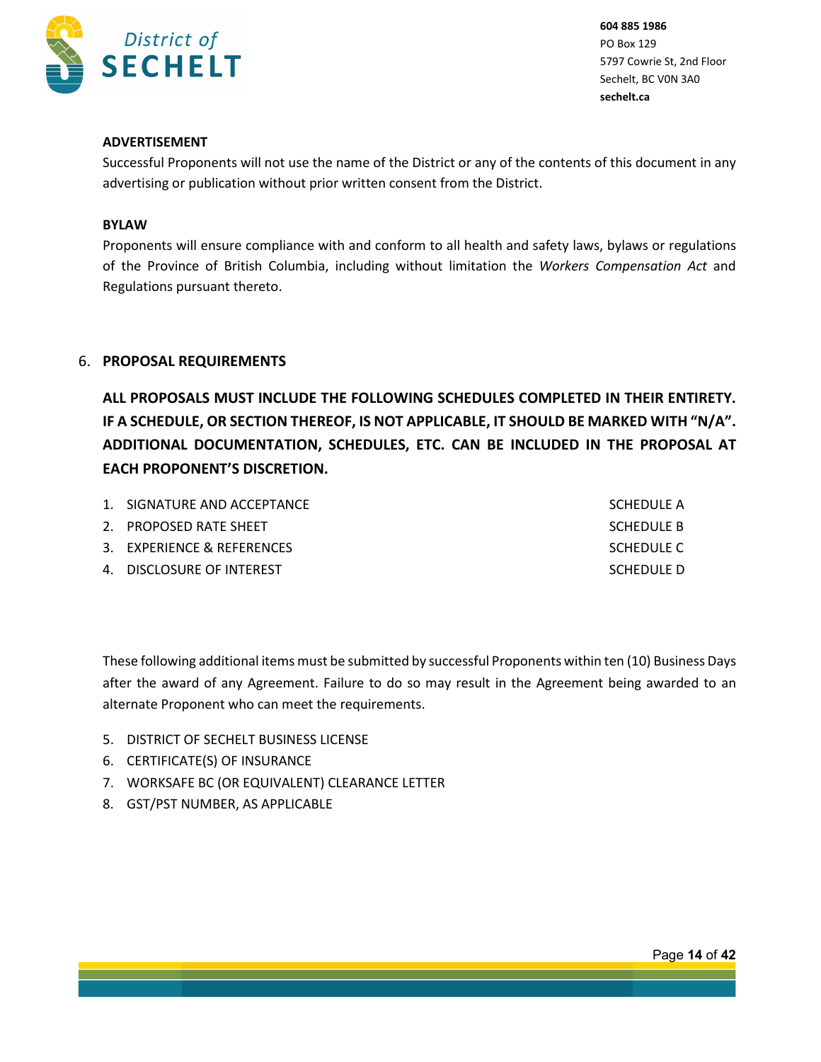**ADVERTISEMENT**

Successful Proponents will not use the name of the District or any of the contents of this document in any advertising or publication without prior written consent from the District.

**BYLAW**

Proponents will ensure compliance with and conform to all health and safety laws, bylaws or regulations of the Province of British Columbia, including without limitation the *Workers Compensation Act* and Regulations pursuant thereto.

## 6. PROPOSAL REQUIREMENTS

**ALL PROPOSALS MUST INCLUDE THE FOLLOWING SCHEDULES COMPLETED IN THEIR ENTIRETY. IF A SCHEDULE, OR SECTION THEREOF, IS NOT APPLICABLE, IT SHOULD BE MARKED WITH "N/A". ADDITIONAL DOCUMENTATION, SCHEDULES, ETC. CAN BE INCLUDED IN THE PROPOSAL AT EACH PROPONENT'S DISCRETION.**

1. SIGNATURE AND ACCEPTANCE — SCHEDULE A
2. PROPOSED RATE SHEET — SCHEDULE B
3. EXPERIENCE & REFERENCES — SCHEDULE C
4. DISCLOSURE OF INTEREST — SCHEDULE D

These following additional items must be submitted by successful Proponents within ten (10) Business Days after the award of any Agreement. Failure to do so may result in the Agreement being awarded to an alternate Proponent who can meet the requirements.

5. DISTRICT OF SECHELT BUSINESS LICENSE
6. CERTIFICATE(S) OF INSURANCE
7. WORKSAFE BC (OR EQUIVALENT) CLEARANCE LETTER
8. GST/PST NUMBER, AS APPLICABLE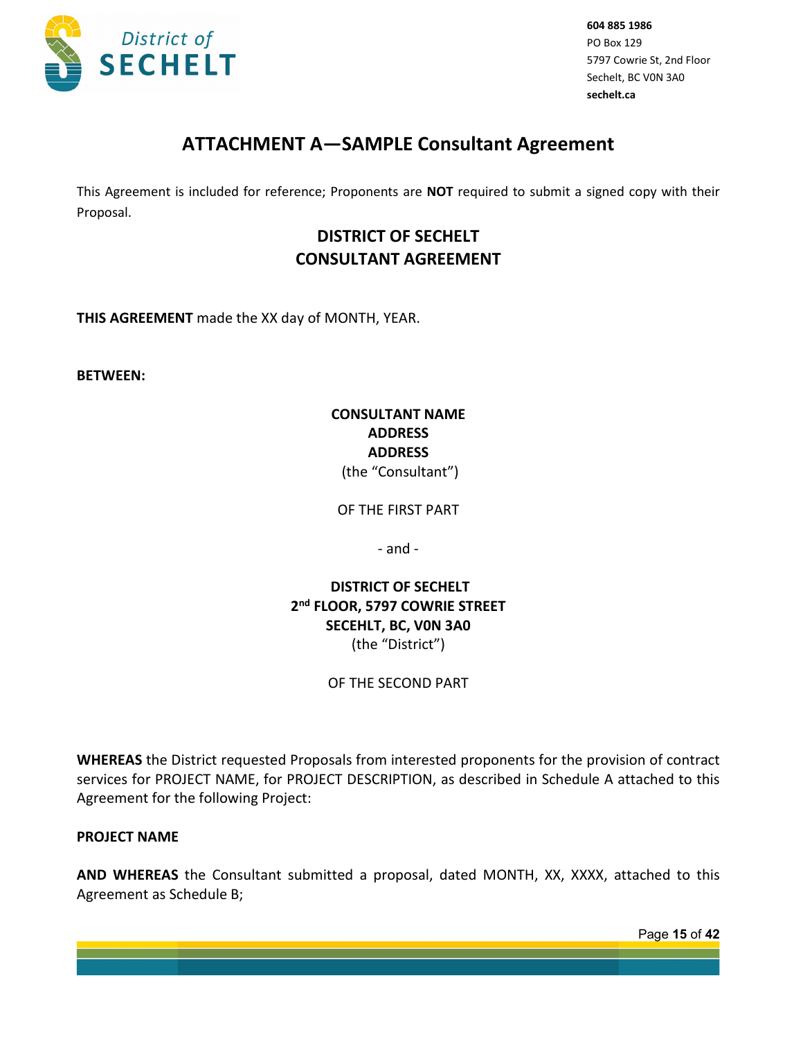# ATTACHMENT A—SAMPLE Consultant Agreement

This Agreement is included for reference; Proponents are **NOT** required to submit a signed copy with their Proposal.

## DISTRICT OF SECHELT
## CONSULTANT AGREEMENT

**THIS AGREEMENT** made the XX day of MONTH, YEAR.

**BETWEEN:**

<center>

**CONSULTANT NAME**
**ADDRESS**
**ADDRESS**
(the "Consultant")

OF THE FIRST PART

\- and -

**DISTRICT OF SECHELT**
**2nd FLOOR, 5797 COWRIE STREET**
**SECEHLT, BC, V0N 3A0**
(the "District")

OF THE SECOND PART

</center>

**WHEREAS** the District requested Proposals from interested proponents for the provision of contract services for PROJECT NAME, for PROJECT DESCRIPTION, as described in Schedule A attached to this Agreement for the following Project:

**PROJECT NAME**

**AND WHEREAS** the Consultant submitted a proposal, dated MONTH, XX, XXXX, attached to this Agreement as Schedule B;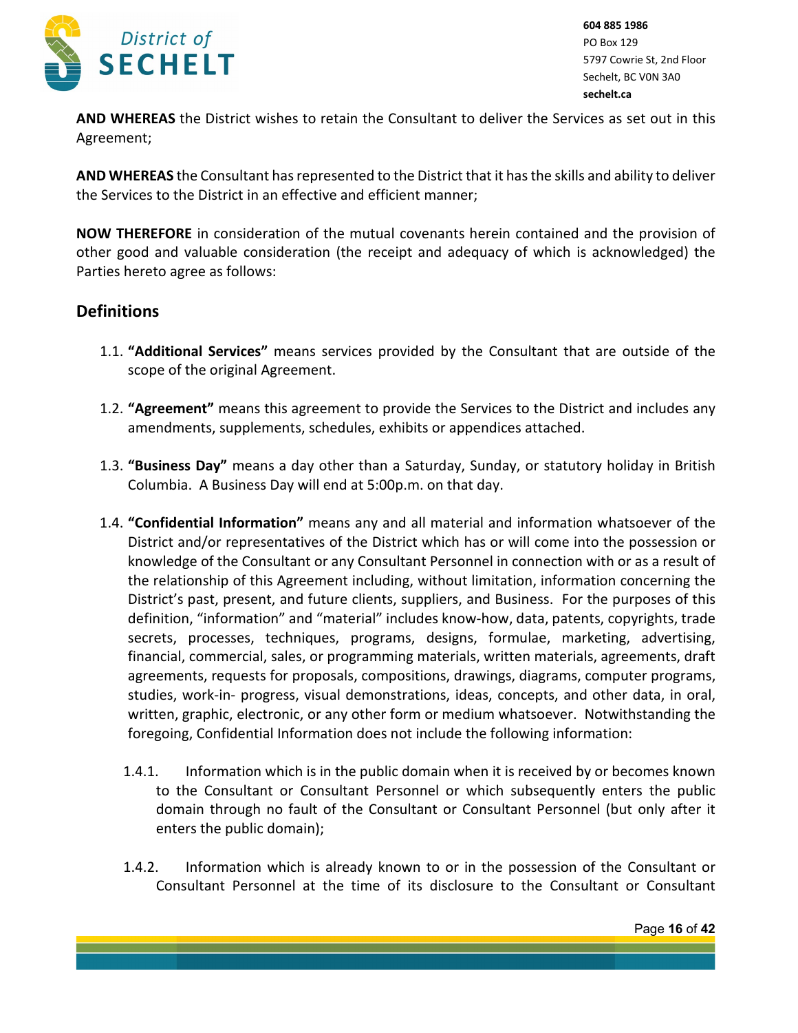**AND WHEREAS** the District wishes to retain the Consultant to deliver the Services as set out in this Agreement;

**AND WHEREAS** the Consultant has represented to the District that it has the skills and ability to deliver the Services to the District in an effective and efficient manner;

**NOW THEREFORE** in consideration of the mutual covenants herein contained and the provision of other good and valuable consideration (the receipt and adequacy of which is acknowledged) the Parties hereto agree as follows:

## Definitions

1.1. **"Additional Services"** means services provided by the Consultant that are outside of the scope of the original Agreement.

1.2. **"Agreement"** means this agreement to provide the Services to the District and includes any amendments, supplements, schedules, exhibits or appendices attached.

1.3. **"Business Day"** means a day other than a Saturday, Sunday, or statutory holiday in British Columbia. A Business Day will end at 5:00p.m. on that day.

1.4. **"Confidential Information"** means any and all material and information whatsoever of the District and/or representatives of the District which has or will come into the possession or knowledge of the Consultant or any Consultant Personnel in connection with or as a result of the relationship of this Agreement including, without limitation, information concerning the District's past, present, and future clients, suppliers, and Business. For the purposes of this definition, "information" and "material" includes know-how, data, patents, copyrights, trade secrets, processes, techniques, programs, designs, formulae, marketing, advertising, financial, commercial, sales, or programming materials, written materials, agreements, draft agreements, requests for proposals, compositions, drawings, diagrams, computer programs, studies, work-in- progress, visual demonstrations, ideas, concepts, and other data, in oral, written, graphic, electronic, or any other form or medium whatsoever. Notwithstanding the foregoing, Confidential Information does not include the following information:

   1.4.1. Information which is in the public domain when it is received by or becomes known to the Consultant or Consultant Personnel or which subsequently enters the public domain through no fault of the Consultant or Consultant Personnel (but only after it enters the public domain);

   1.4.2. Information which is already known to or in the possession of the Consultant or Consultant Personnel at the time of its disclosure to the Consultant or Consultant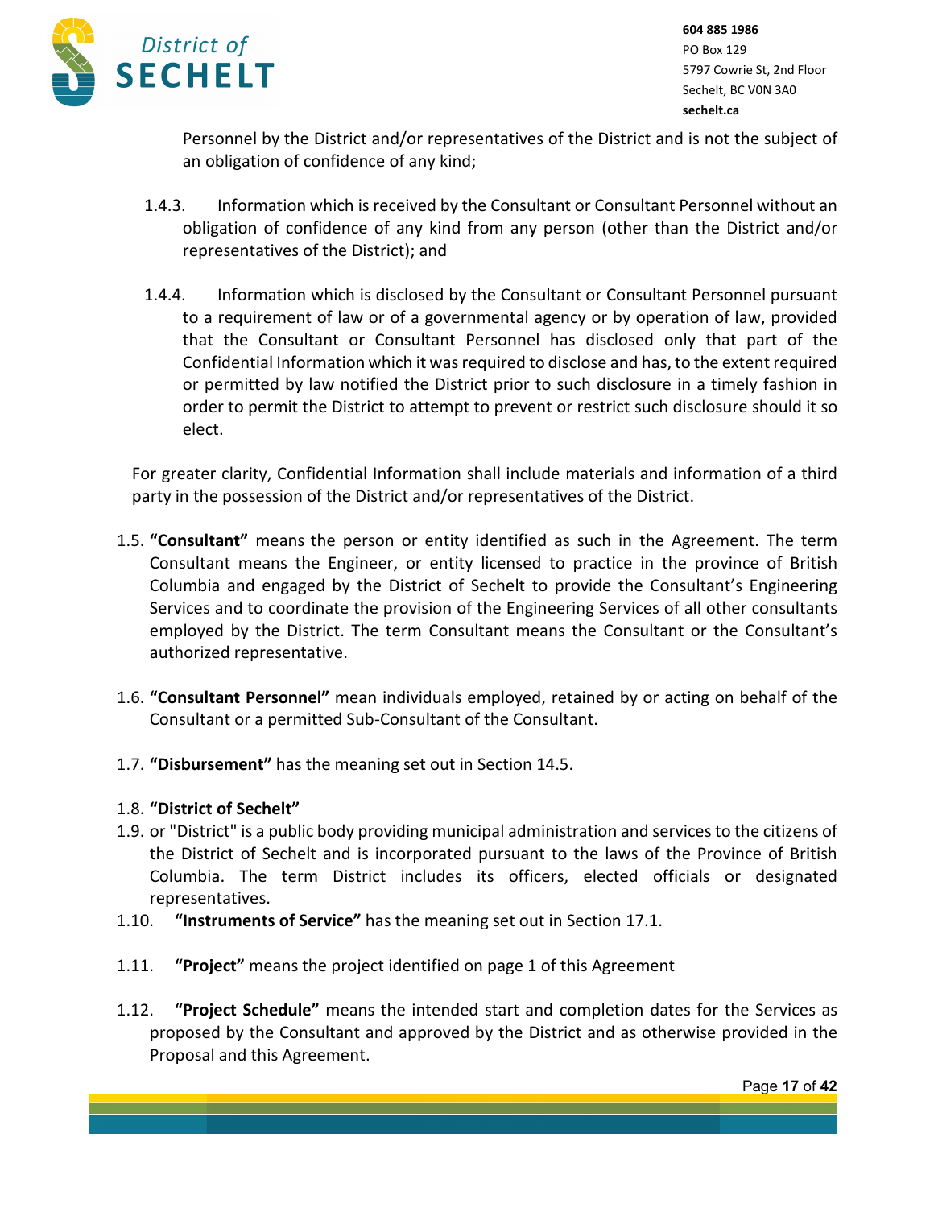Personnel by the District and/or representatives of the District and is not the subject of an obligation of confidence of any kind;

1.4.3. Information which is received by the Consultant or Consultant Personnel without an obligation of confidence of any kind from any person (other than the District and/or representatives of the District); and

1.4.4. Information which is disclosed by the Consultant or Consultant Personnel pursuant to a requirement of law or of a governmental agency or by operation of law, provided that the Consultant or Consultant Personnel has disclosed only that part of the Confidential Information which it was required to disclose and has, to the extent required or permitted by law notified the District prior to such disclosure in a timely fashion in order to permit the District to attempt to prevent or restrict such disclosure should it so elect.

For greater clarity, Confidential Information shall include materials and information of a third party in the possession of the District and/or representatives of the District.

1.5. **"Consultant"** means the person or entity identified as such in the Agreement. The term Consultant means the Engineer, or entity licensed to practice in the province of British Columbia and engaged by the District of Sechelt to provide the Consultant's Engineering Services and to coordinate the provision of the Engineering Services of all other consultants employed by the District. The term Consultant means the Consultant or the Consultant's authorized representative.

1.6. **"Consultant Personnel"** mean individuals employed, retained by or acting on behalf of the Consultant or a permitted Sub-Consultant of the Consultant.

1.7. **"Disbursement"** has the meaning set out in Section 14.5.

1.8. **"District of Sechelt"**

1.9. or "District" is a public body providing municipal administration and services to the citizens of the District of Sechelt and is incorporated pursuant to the laws of the Province of British Columbia. The term District includes its officers, elected officials or designated representatives.

1.10. **"Instruments of Service"** has the meaning set out in Section 17.1.

1.11. **"Project"** means the project identified on page 1 of this Agreement

1.12. **"Project Schedule"** means the intended start and completion dates for the Services as proposed by the Consultant and approved by the District and as otherwise provided in the Proposal and this Agreement.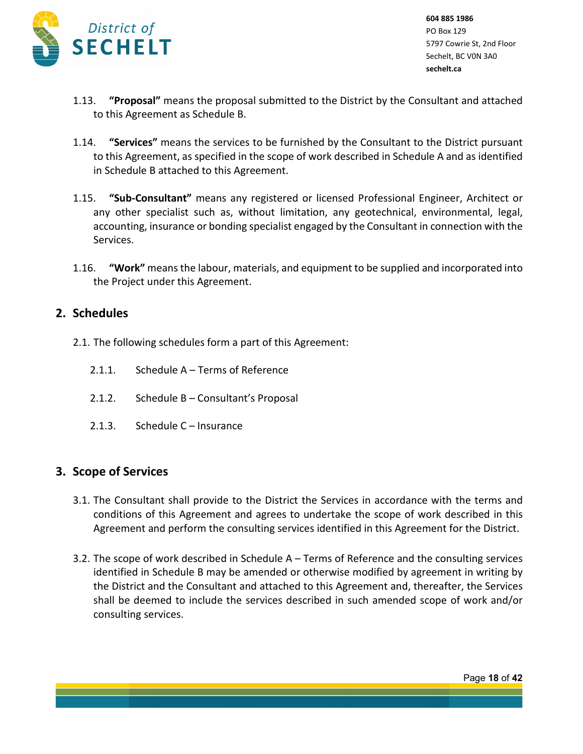1.13. **"Proposal"** means the proposal submitted to the District by the Consultant and attached to this Agreement as Schedule B.

1.14. **"Services"** means the services to be furnished by the Consultant to the District pursuant to this Agreement, as specified in the scope of work described in Schedule A and as identified in Schedule B attached to this Agreement.

1.15. **"Sub-Consultant"** means any registered or licensed Professional Engineer, Architect or any other specialist such as, without limitation, any geotechnical, environmental, legal, accounting, insurance or bonding specialist engaged by the Consultant in connection with the Services.

1.16. **"Work"** means the labour, materials, and equipment to be supplied and incorporated into the Project under this Agreement.

## 2. Schedules

2.1. The following schedules form a part of this Agreement:

2.1.1. Schedule A – Terms of Reference

2.1.2. Schedule B – Consultant's Proposal

2.1.3. Schedule C – Insurance

## 3. Scope of Services

3.1. The Consultant shall provide to the District the Services in accordance with the terms and conditions of this Agreement and agrees to undertake the scope of work described in this Agreement and perform the consulting services identified in this Agreement for the District.

3.2. The scope of work described in Schedule A – Terms of Reference and the consulting services identified in Schedule B may be amended or otherwise modified by agreement in writing by the District and the Consultant and attached to this Agreement and, thereafter, the Services shall be deemed to include the services described in such amended scope of work and/or consulting services.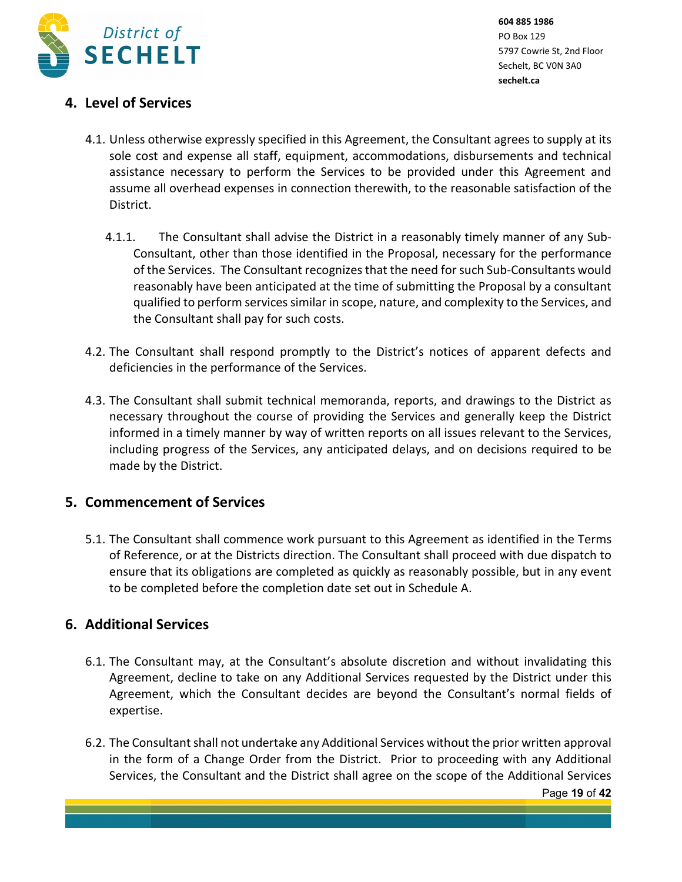## 4. Level of Services

4.1. Unless otherwise expressly specified in this Agreement, the Consultant agrees to supply at its sole cost and expense all staff, equipment, accommodations, disbursements and technical assistance necessary to perform the Services to be provided under this Agreement and assume all overhead expenses in connection therewith, to the reasonable satisfaction of the District.

4.1.1. The Consultant shall advise the District in a reasonably timely manner of any Sub-Consultant, other than those identified in the Proposal, necessary for the performance of the Services. The Consultant recognizes that the need for such Sub-Consultants would reasonably have been anticipated at the time of submitting the Proposal by a consultant qualified to perform services similar in scope, nature, and complexity to the Services, and the Consultant shall pay for such costs.

4.2. The Consultant shall respond promptly to the District's notices of apparent defects and deficiencies in the performance of the Services.

4.3. The Consultant shall submit technical memoranda, reports, and drawings to the District as necessary throughout the course of providing the Services and generally keep the District informed in a timely manner by way of written reports on all issues relevant to the Services, including progress of the Services, any anticipated delays, and on decisions required to be made by the District.

## 5. Commencement of Services

5.1. The Consultant shall commence work pursuant to this Agreement as identified in the Terms of Reference, or at the Districts direction. The Consultant shall proceed with due dispatch to ensure that its obligations are completed as quickly as reasonably possible, but in any event to be completed before the completion date set out in Schedule A.

## 6. Additional Services

6.1. The Consultant may, at the Consultant's absolute discretion and without invalidating this Agreement, decline to take on any Additional Services requested by the District under this Agreement, which the Consultant decides are beyond the Consultant's normal fields of expertise.

6.2. The Consultant shall not undertake any Additional Services without the prior written approval in the form of a Change Order from the District. Prior to proceeding with any Additional Services, the Consultant and the District shall agree on the scope of the Additional Services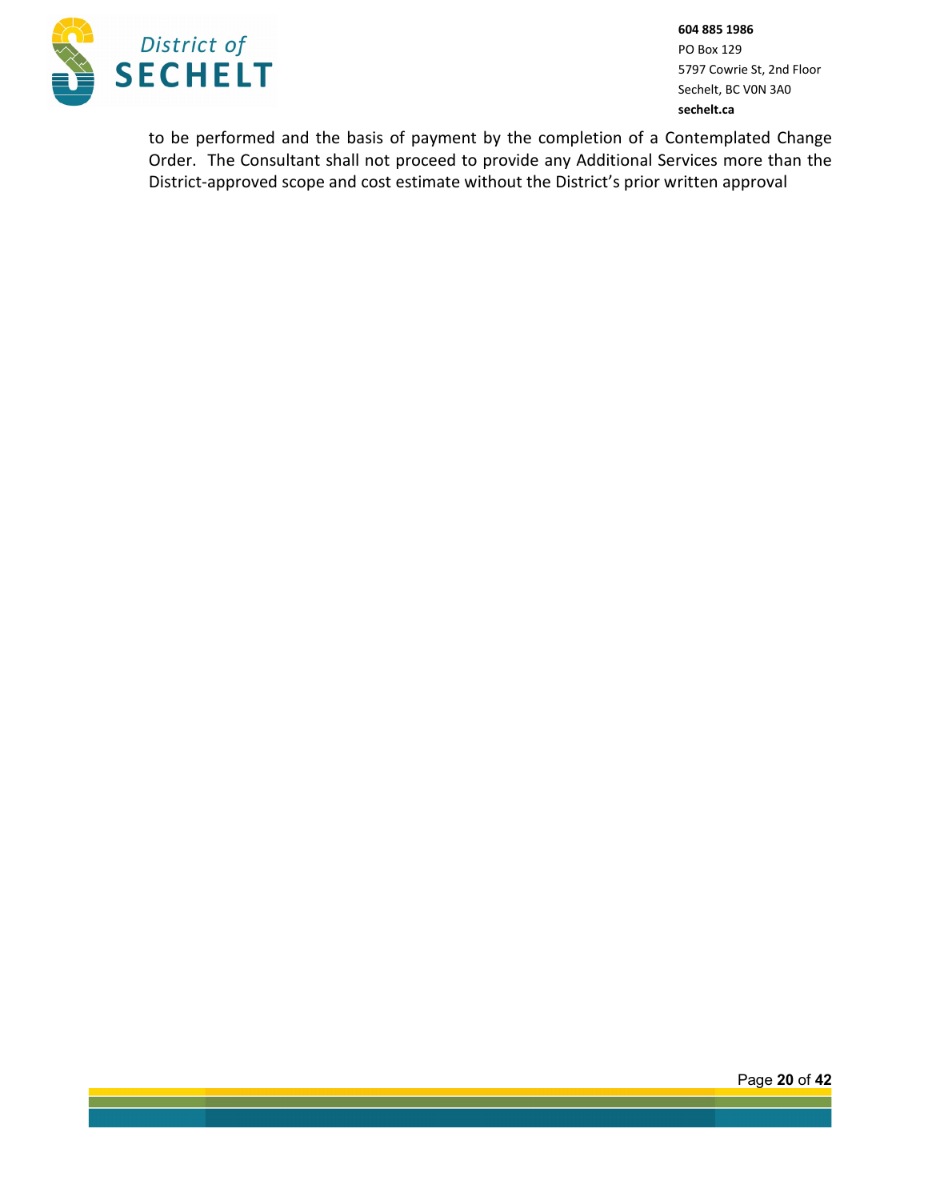to be performed and the basis of payment by the completion of a Contemplated Change Order. The Consultant shall not proceed to provide any Additional Services more than the District-approved scope and cost estimate without the District's prior written approval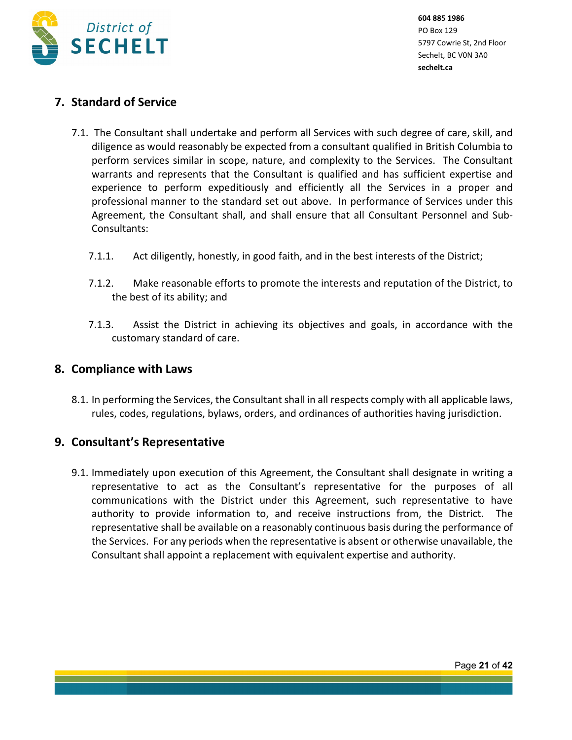## 7. Standard of Service

7.1. The Consultant shall undertake and perform all Services with such degree of care, skill, and diligence as would reasonably be expected from a consultant qualified in British Columbia to perform services similar in scope, nature, and complexity to the Services. The Consultant warrants and represents that the Consultant is qualified and has sufficient expertise and experience to perform expeditiously and efficiently all the Services in a proper and professional manner to the standard set out above. In performance of Services under this Agreement, the Consultant shall, and shall ensure that all Consultant Personnel and Sub-Consultants:

7.1.1. Act diligently, honestly, in good faith, and in the best interests of the District;

7.1.2. Make reasonable efforts to promote the interests and reputation of the District, to the best of its ability; and

7.1.3. Assist the District in achieving its objectives and goals, in accordance with the customary standard of care.

## 8. Compliance with Laws

8.1. In performing the Services, the Consultant shall in all respects comply with all applicable laws, rules, codes, regulations, bylaws, orders, and ordinances of authorities having jurisdiction.

## 9. Consultant's Representative

9.1. Immediately upon execution of this Agreement, the Consultant shall designate in writing a representative to act as the Consultant's representative for the purposes of all communications with the District under this Agreement, such representative to have authority to provide information to, and receive instructions from, the District. The representative shall be available on a reasonably continuous basis during the performance of the Services. For any periods when the representative is absent or otherwise unavailable, the Consultant shall appoint a replacement with equivalent expertise and authority.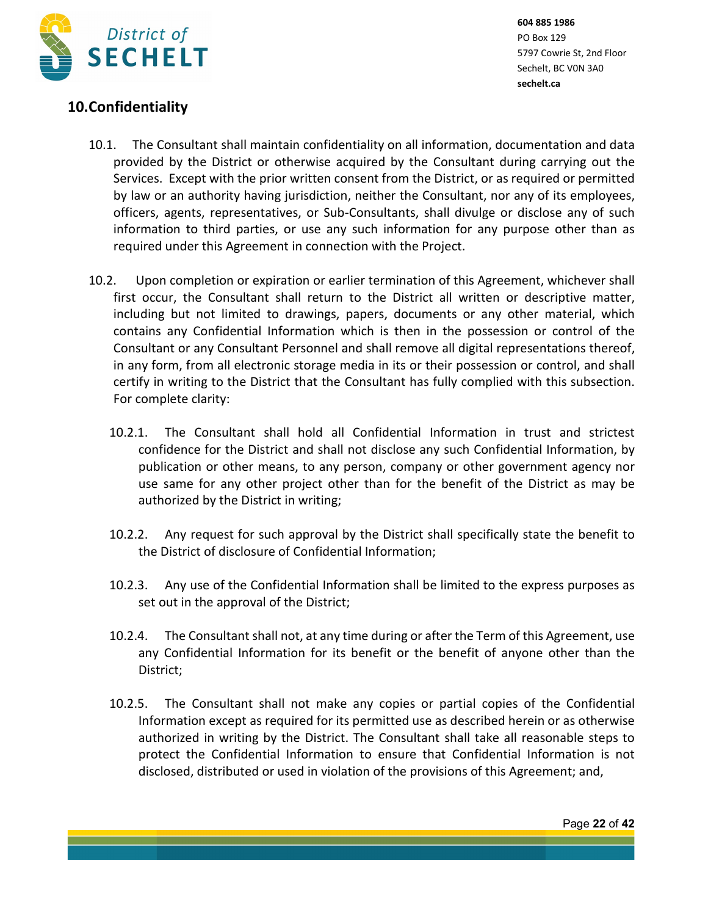## 10. Confidentiality

10.1. The Consultant shall maintain confidentiality on all information, documentation and data provided by the District or otherwise acquired by the Consultant during carrying out the Services. Except with the prior written consent from the District, or as required or permitted by law or an authority having jurisdiction, neither the Consultant, nor any of its employees, officers, agents, representatives, or Sub-Consultants, shall divulge or disclose any of such information to third parties, or use any such information for any purpose other than as required under this Agreement in connection with the Project.

10.2. Upon completion or expiration or earlier termination of this Agreement, whichever shall first occur, the Consultant shall return to the District all written or descriptive matter, including but not limited to drawings, papers, documents or any other material, which contains any Confidential Information which is then in the possession or control of the Consultant or any Consultant Personnel and shall remove all digital representations thereof, in any form, from all electronic storage media in its or their possession or control, and shall certify in writing to the District that the Consultant has fully complied with this subsection. For complete clarity:

10.2.1. The Consultant shall hold all Confidential Information in trust and strictest confidence for the District and shall not disclose any such Confidential Information, by publication or other means, to any person, company or other government agency nor use same for any other project other than for the benefit of the District as may be authorized by the District in writing;

10.2.2. Any request for such approval by the District shall specifically state the benefit to the District of disclosure of Confidential Information;

10.2.3. Any use of the Confidential Information shall be limited to the express purposes as set out in the approval of the District;

10.2.4. The Consultant shall not, at any time during or after the Term of this Agreement, use any Confidential Information for its benefit or the benefit of anyone other than the District;

10.2.5. The Consultant shall not make any copies or partial copies of the Confidential Information except as required for its permitted use as described herein or as otherwise authorized in writing by the District. The Consultant shall take all reasonable steps to protect the Confidential Information to ensure that Confidential Information is not disclosed, distributed or used in violation of the provisions of this Agreement; and,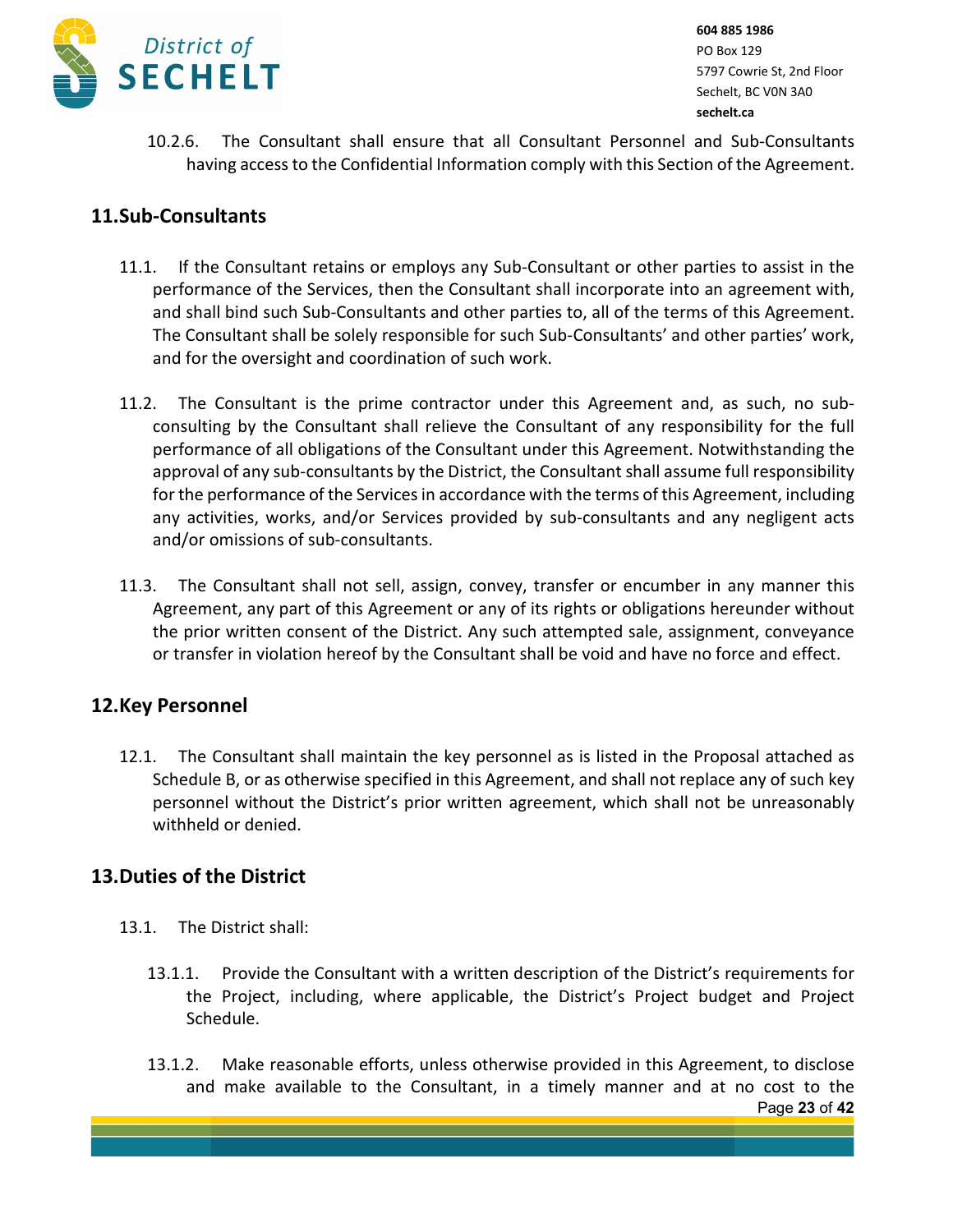10.2.6. The Consultant shall ensure that all Consultant Personnel and Sub-Consultants having access to the Confidential Information comply with this Section of the Agreement.

## 11. Sub-Consultants

11.1. If the Consultant retains or employs any Sub-Consultant or other parties to assist in the performance of the Services, then the Consultant shall incorporate into an agreement with, and shall bind such Sub-Consultants and other parties to, all of the terms of this Agreement. The Consultant shall be solely responsible for such Sub-Consultants' and other parties' work, and for the oversight and coordination of such work.

11.2. The Consultant is the prime contractor under this Agreement and, as such, no sub-consulting by the Consultant shall relieve the Consultant of any responsibility for the full performance of all obligations of the Consultant under this Agreement. Notwithstanding the approval of any sub-consultants by the District, the Consultant shall assume full responsibility for the performance of the Services in accordance with the terms of this Agreement, including any activities, works, and/or Services provided by sub-consultants and any negligent acts and/or omissions of sub-consultants.

11.3. The Consultant shall not sell, assign, convey, transfer or encumber in any manner this Agreement, any part of this Agreement or any of its rights or obligations hereunder without the prior written consent of the District. Any such attempted sale, assignment, conveyance or transfer in violation hereof by the Consultant shall be void and have no force and effect.

## 12. Key Personnel

12.1. The Consultant shall maintain the key personnel as is listed in the Proposal attached as Schedule B, or as otherwise specified in this Agreement, and shall not replace any of such key personnel without the District's prior written agreement, which shall not be unreasonably withheld or denied.

## 13. Duties of the District

13.1. The District shall:

13.1.1. Provide the Consultant with a written description of the District's requirements for the Project, including, where applicable, the District's Project budget and Project Schedule.

13.1.2. Make reasonable efforts, unless otherwise provided in this Agreement, to disclose and make available to the Consultant, in a timely manner and at no cost to the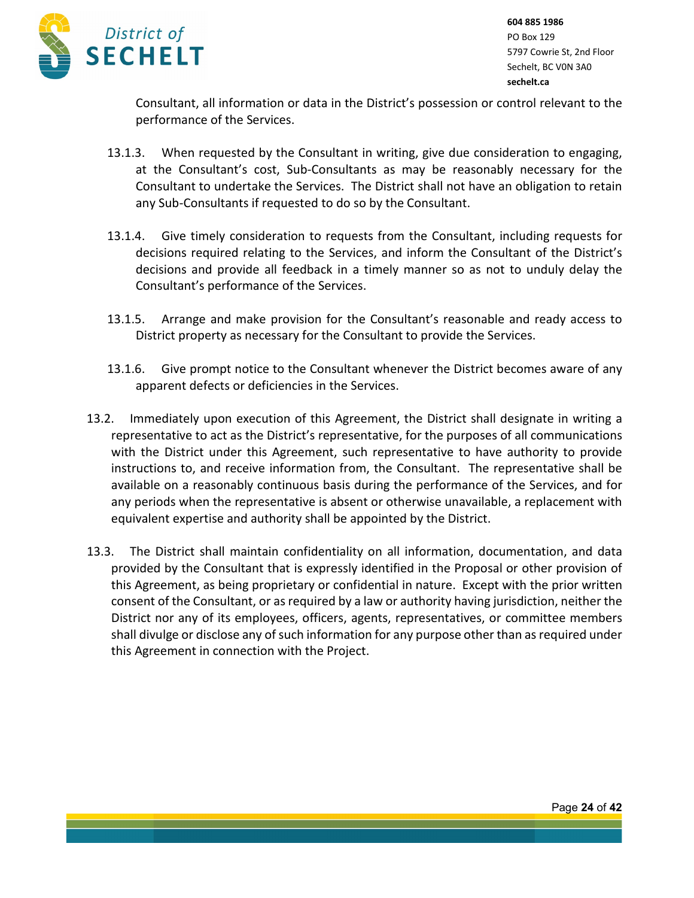Consultant, all information or data in the District's possession or control relevant to the performance of the Services.

13.1.3. When requested by the Consultant in writing, give due consideration to engaging, at the Consultant's cost, Sub-Consultants as may be reasonably necessary for the Consultant to undertake the Services. The District shall not have an obligation to retain any Sub-Consultants if requested to do so by the Consultant.

13.1.4. Give timely consideration to requests from the Consultant, including requests for decisions required relating to the Services, and inform the Consultant of the District's decisions and provide all feedback in a timely manner so as not to unduly delay the Consultant's performance of the Services.

13.1.5. Arrange and make provision for the Consultant's reasonable and ready access to District property as necessary for the Consultant to provide the Services.

13.1.6. Give prompt notice to the Consultant whenever the District becomes aware of any apparent defects or deficiencies in the Services.

13.2. Immediately upon execution of this Agreement, the District shall designate in writing a representative to act as the District's representative, for the purposes of all communications with the District under this Agreement, such representative to have authority to provide instructions to, and receive information from, the Consultant. The representative shall be available on a reasonably continuous basis during the performance of the Services, and for any periods when the representative is absent or otherwise unavailable, a replacement with equivalent expertise and authority shall be appointed by the District.

13.3. The District shall maintain confidentiality on all information, documentation, and data provided by the Consultant that is expressly identified in the Proposal or other provision of this Agreement, as being proprietary or confidential in nature. Except with the prior written consent of the Consultant, or as required by a law or authority having jurisdiction, neither the District nor any of its employees, officers, agents, representatives, or committee members shall divulge or disclose any of such information for any purpose other than as required under this Agreement in connection with the Project.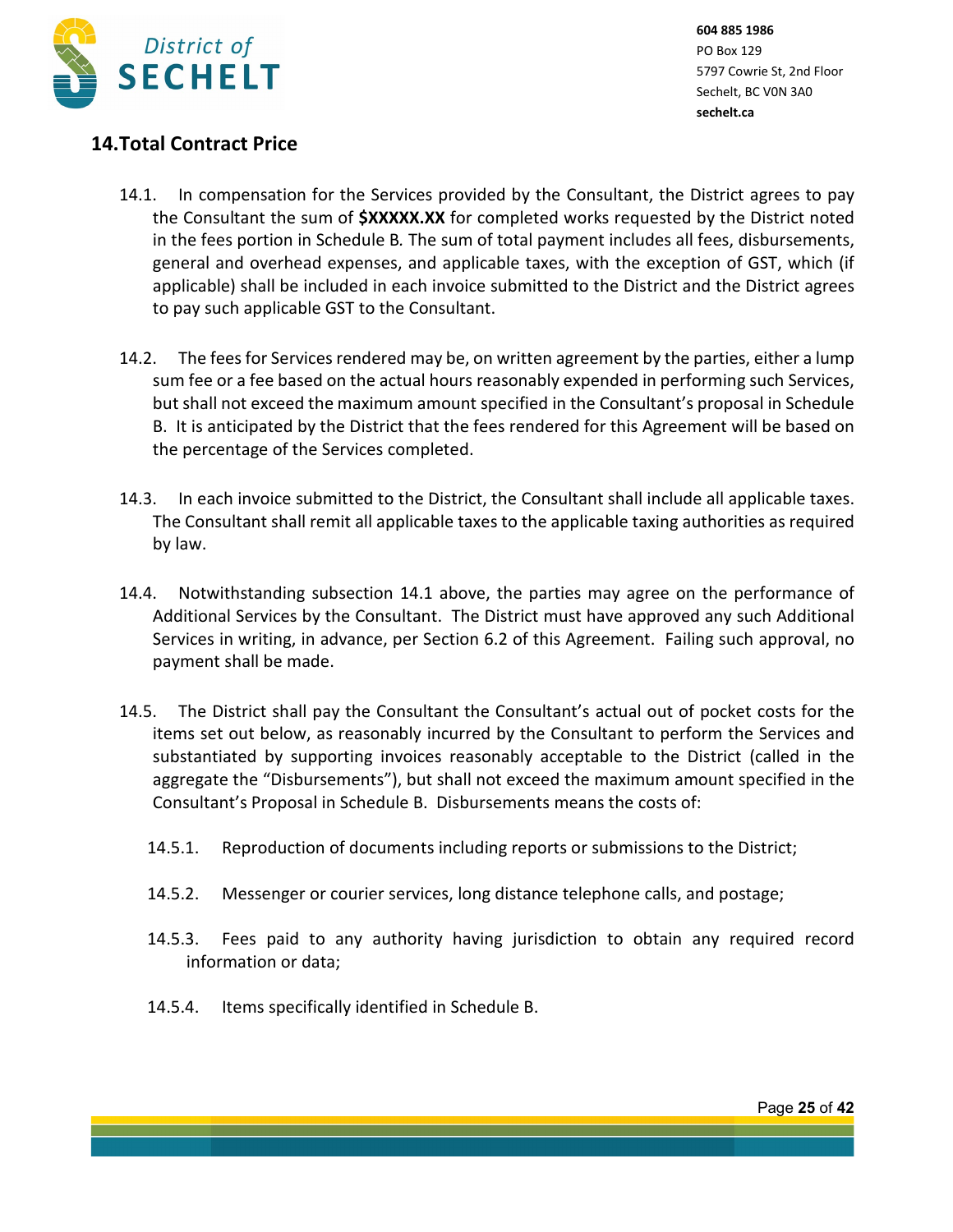## 14. Total Contract Price

14.1. In compensation for the Services provided by the Consultant, the District agrees to pay the Consultant the sum of **$XXXXX.XX** for completed works requested by the District noted in the fees portion in Schedule B. The sum of total payment includes all fees, disbursements, general and overhead expenses, and applicable taxes, with the exception of GST, which (if applicable) shall be included in each invoice submitted to the District and the District agrees to pay such applicable GST to the Consultant.

14.2. The fees for Services rendered may be, on written agreement by the parties, either a lump sum fee or a fee based on the actual hours reasonably expended in performing such Services, but shall not exceed the maximum amount specified in the Consultant's proposal in Schedule B. It is anticipated by the District that the fees rendered for this Agreement will be based on the percentage of the Services completed.

14.3. In each invoice submitted to the District, the Consultant shall include all applicable taxes. The Consultant shall remit all applicable taxes to the applicable taxing authorities as required by law.

14.4. Notwithstanding subsection 14.1 above, the parties may agree on the performance of Additional Services by the Consultant. The District must have approved any such Additional Services in writing, in advance, per Section 6.2 of this Agreement. Failing such approval, no payment shall be made.

14.5. The District shall pay the Consultant the Consultant's actual out of pocket costs for the items set out below, as reasonably incurred by the Consultant to perform the Services and substantiated by supporting invoices reasonably acceptable to the District (called in the aggregate the "Disbursements"), but shall not exceed the maximum amount specified in the Consultant's Proposal in Schedule B. Disbursements means the costs of:

14.5.1. Reproduction of documents including reports or submissions to the District;

14.5.2. Messenger or courier services, long distance telephone calls, and postage;

14.5.3. Fees paid to any authority having jurisdiction to obtain any required record information or data;

14.5.4. Items specifically identified in Schedule B.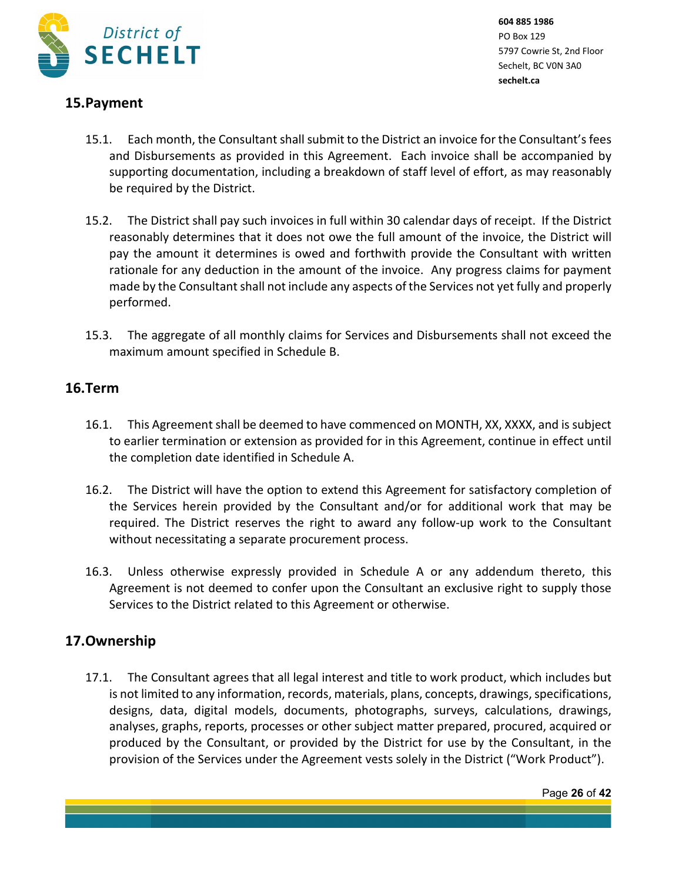## 15. Payment

15.1. Each month, the Consultant shall submit to the District an invoice for the Consultant's fees and Disbursements as provided in this Agreement. Each invoice shall be accompanied by supporting documentation, including a breakdown of staff level of effort, as may reasonably be required by the District.

15.2. The District shall pay such invoices in full within 30 calendar days of receipt. If the District reasonably determines that it does not owe the full amount of the invoice, the District will pay the amount it determines is owed and forthwith provide the Consultant with written rationale for any deduction in the amount of the invoice. Any progress claims for payment made by the Consultant shall not include any aspects of the Services not yet fully and properly performed.

15.3. The aggregate of all monthly claims for Services and Disbursements shall not exceed the maximum amount specified in Schedule B.

## 16. Term

16.1. This Agreement shall be deemed to have commenced on MONTH, XX, XXXX, and is subject to earlier termination or extension as provided for in this Agreement, continue in effect until the completion date identified in Schedule A.

16.2. The District will have the option to extend this Agreement for satisfactory completion of the Services herein provided by the Consultant and/or for additional work that may be required. The District reserves the right to award any follow-up work to the Consultant without necessitating a separate procurement process.

16.3. Unless otherwise expressly provided in Schedule A or any addendum thereto, this Agreement is not deemed to confer upon the Consultant an exclusive right to supply those Services to the District related to this Agreement or otherwise.

## 17. Ownership

17.1. The Consultant agrees that all legal interest and title to work product, which includes but is not limited to any information, records, materials, plans, concepts, drawings, specifications, designs, data, digital models, documents, photographs, surveys, calculations, drawings, analyses, graphs, reports, processes or other subject matter prepared, procured, acquired or produced by the Consultant, or provided by the District for use by the Consultant, in the provision of the Services under the Agreement vests solely in the District ("Work Product").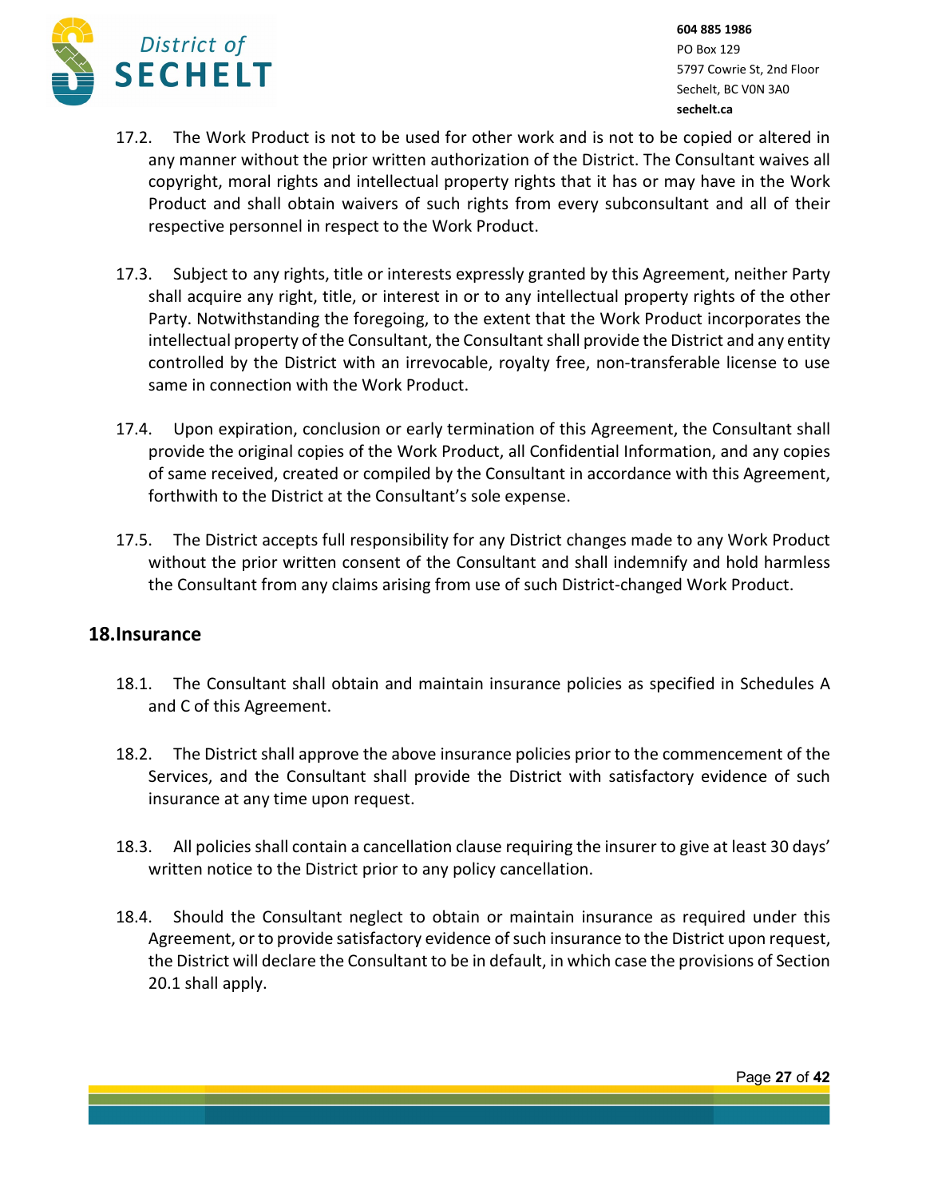17.2. The Work Product is not to be used for other work and is not to be copied or altered in any manner without the prior written authorization of the District. The Consultant waives all copyright, moral rights and intellectual property rights that it has or may have in the Work Product and shall obtain waivers of such rights from every subconsultant and all of their respective personnel in respect to the Work Product.

17.3. Subject to any rights, title or interests expressly granted by this Agreement, neither Party shall acquire any right, title, or interest in or to any intellectual property rights of the other Party. Notwithstanding the foregoing, to the extent that the Work Product incorporates the intellectual property of the Consultant, the Consultant shall provide the District and any entity controlled by the District with an irrevocable, royalty free, non-transferable license to use same in connection with the Work Product.

17.4. Upon expiration, conclusion or early termination of this Agreement, the Consultant shall provide the original copies of the Work Product, all Confidential Information, and any copies of same received, created or compiled by the Consultant in accordance with this Agreement, forthwith to the District at the Consultant's sole expense.

17.5. The District accepts full responsibility for any District changes made to any Work Product without the prior written consent of the Consultant and shall indemnify and hold harmless the Consultant from any claims arising from use of such District-changed Work Product.

## 18. Insurance

18.1. The Consultant shall obtain and maintain insurance policies as specified in Schedules A and C of this Agreement.

18.2. The District shall approve the above insurance policies prior to the commencement of the Services, and the Consultant shall provide the District with satisfactory evidence of such insurance at any time upon request.

18.3. All policies shall contain a cancellation clause requiring the insurer to give at least 30 days' written notice to the District prior to any policy cancellation.

18.4. Should the Consultant neglect to obtain or maintain insurance as required under this Agreement, or to provide satisfactory evidence of such insurance to the District upon request, the District will declare the Consultant to be in default, in which case the provisions of Section 20.1 shall apply.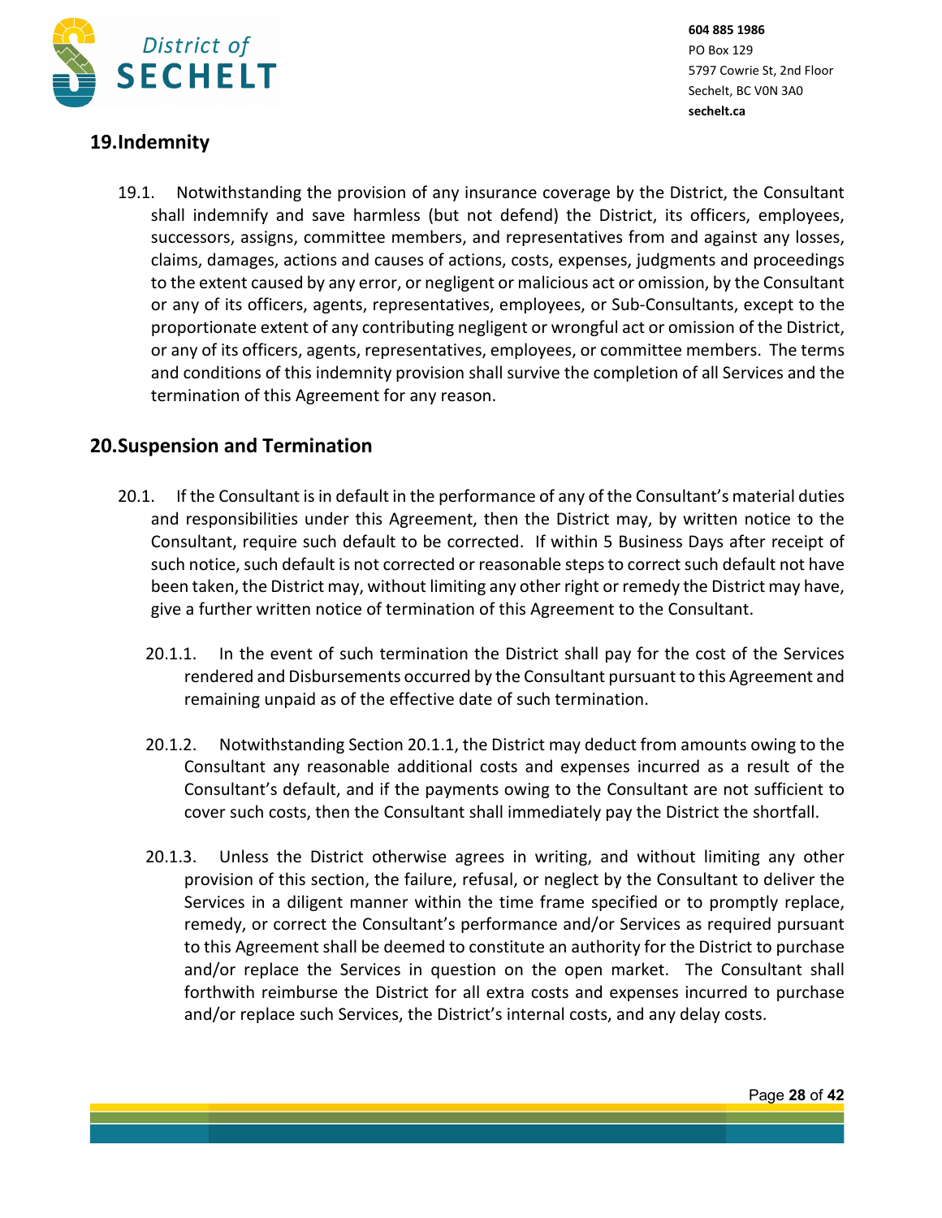## 19. Indemnity

19.1. Notwithstanding the provision of any insurance coverage by the District, the Consultant shall indemnify and save harmless (but not defend) the District, its officers, employees, successors, assigns, committee members, and representatives from and against any losses, claims, damages, actions and causes of actions, costs, expenses, judgments and proceedings to the extent caused by any error, or negligent or malicious act or omission, by the Consultant or any of its officers, agents, representatives, employees, or Sub-Consultants, except to the proportionate extent of any contributing negligent or wrongful act or omission of the District, or any of its officers, agents, representatives, employees, or committee members. The terms and conditions of this indemnity provision shall survive the completion of all Services and the termination of this Agreement for any reason.

## 20. Suspension and Termination

20.1. If the Consultant is in default in the performance of any of the Consultant's material duties and responsibilities under this Agreement, then the District may, by written notice to the Consultant, require such default to be corrected. If within 5 Business Days after receipt of such notice, such default is not corrected or reasonable steps to correct such default not have been taken, the District may, without limiting any other right or remedy the District may have, give a further written notice of termination of this Agreement to the Consultant.

20.1.1. In the event of such termination the District shall pay for the cost of the Services rendered and Disbursements occurred by the Consultant pursuant to this Agreement and remaining unpaid as of the effective date of such termination.

20.1.2. Notwithstanding Section 20.1.1, the District may deduct from amounts owing to the Consultant any reasonable additional costs and expenses incurred as a result of the Consultant's default, and if the payments owing to the Consultant are not sufficient to cover such costs, then the Consultant shall immediately pay the District the shortfall.

20.1.3. Unless the District otherwise agrees in writing, and without limiting any other provision of this section, the failure, refusal, or neglect by the Consultant to deliver the Services in a diligent manner within the time frame specified or to promptly replace, remedy, or correct the Consultant's performance and/or Services as required pursuant to this Agreement shall be deemed to constitute an authority for the District to purchase and/or replace the Services in question on the open market. The Consultant shall forthwith reimburse the District for all extra costs and expenses incurred to purchase and/or replace such Services, the District's internal costs, and any delay costs.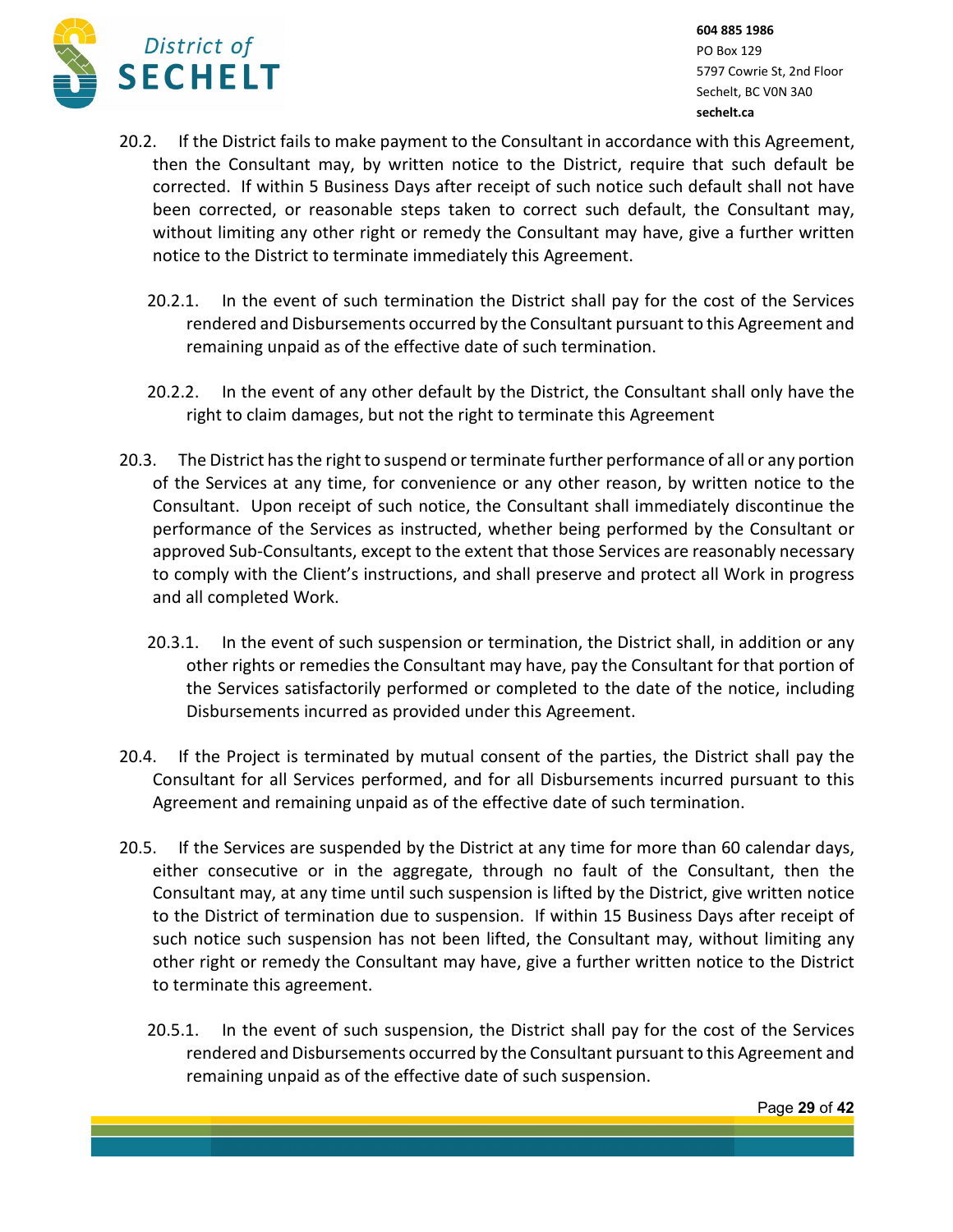20.2. If the District fails to make payment to the Consultant in accordance with this Agreement, then the Consultant may, by written notice to the District, require that such default be corrected. If within 5 Business Days after receipt of such notice such default shall not have been corrected, or reasonable steps taken to correct such default, the Consultant may, without limiting any other right or remedy the Consultant may have, give a further written notice to the District to terminate immediately this Agreement.

20.2.1. In the event of such termination the District shall pay for the cost of the Services rendered and Disbursements occurred by the Consultant pursuant to this Agreement and remaining unpaid as of the effective date of such termination.

20.2.2. In the event of any other default by the District, the Consultant shall only have the right to claim damages, but not the right to terminate this Agreement

20.3. The District has the right to suspend or terminate further performance of all or any portion of the Services at any time, for convenience or any other reason, by written notice to the Consultant. Upon receipt of such notice, the Consultant shall immediately discontinue the performance of the Services as instructed, whether being performed by the Consultant or approved Sub-Consultants, except to the extent that those Services are reasonably necessary to comply with the Client's instructions, and shall preserve and protect all Work in progress and all completed Work.

20.3.1. In the event of such suspension or termination, the District shall, in addition or any other rights or remedies the Consultant may have, pay the Consultant for that portion of the Services satisfactorily performed or completed to the date of the notice, including Disbursements incurred as provided under this Agreement.

20.4. If the Project is terminated by mutual consent of the parties, the District shall pay the Consultant for all Services performed, and for all Disbursements incurred pursuant to this Agreement and remaining unpaid as of the effective date of such termination.

20.5. If the Services are suspended by the District at any time for more than 60 calendar days, either consecutive or in the aggregate, through no fault of the Consultant, then the Consultant may, at any time until such suspension is lifted by the District, give written notice to the District of termination due to suspension. If within 15 Business Days after receipt of such notice such suspension has not been lifted, the Consultant may, without limiting any other right or remedy the Consultant may have, give a further written notice to the District to terminate this agreement.

20.5.1. In the event of such suspension, the District shall pay for the cost of the Services rendered and Disbursements occurred by the Consultant pursuant to this Agreement and remaining unpaid as of the effective date of such suspension.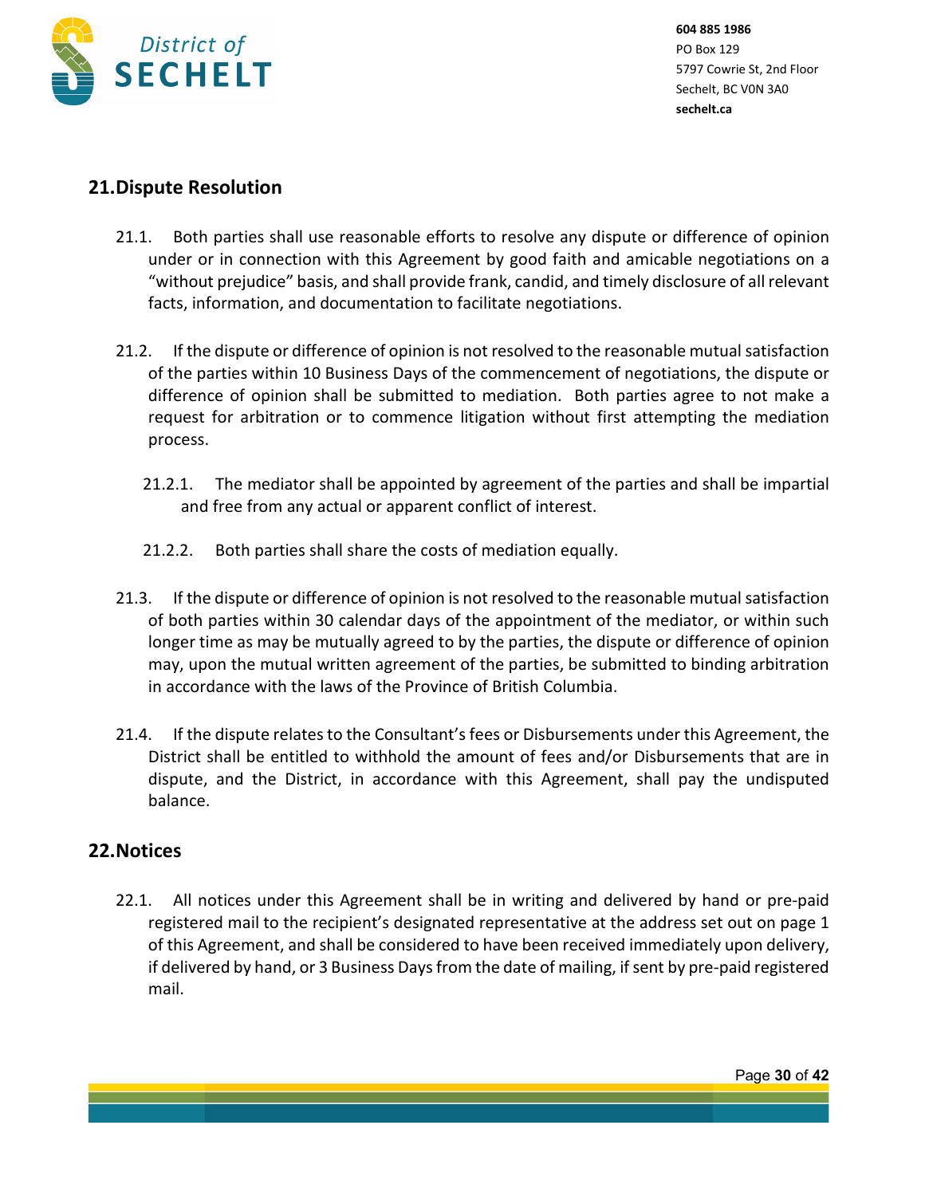## 21. Dispute Resolution

21.1. Both parties shall use reasonable efforts to resolve any dispute or difference of opinion under or in connection with this Agreement by good faith and amicable negotiations on a "without prejudice" basis, and shall provide frank, candid, and timely disclosure of all relevant facts, information, and documentation to facilitate negotiations.

21.2. If the dispute or difference of opinion is not resolved to the reasonable mutual satisfaction of the parties within 10 Business Days of the commencement of negotiations, the dispute or difference of opinion shall be submitted to mediation. Both parties agree to not make a request for arbitration or to commence litigation without first attempting the mediation process.

21.2.1. The mediator shall be appointed by agreement of the parties and shall be impartial and free from any actual or apparent conflict of interest.

21.2.2. Both parties shall share the costs of mediation equally.

21.3. If the dispute or difference of opinion is not resolved to the reasonable mutual satisfaction of both parties within 30 calendar days of the appointment of the mediator, or within such longer time as may be mutually agreed to by the parties, the dispute or difference of opinion may, upon the mutual written agreement of the parties, be submitted to binding arbitration in accordance with the laws of the Province of British Columbia.

21.4. If the dispute relates to the Consultant's fees or Disbursements under this Agreement, the District shall be entitled to withhold the amount of fees and/or Disbursements that are in dispute, and the District, in accordance with this Agreement, shall pay the undisputed balance.

## 22. Notices

22.1. All notices under this Agreement shall be in writing and delivered by hand or pre-paid registered mail to the recipient's designated representative at the address set out on page 1 of this Agreement, and shall be considered to have been received immediately upon delivery, if delivered by hand, or 3 Business Days from the date of mailing, if sent by pre-paid registered mail.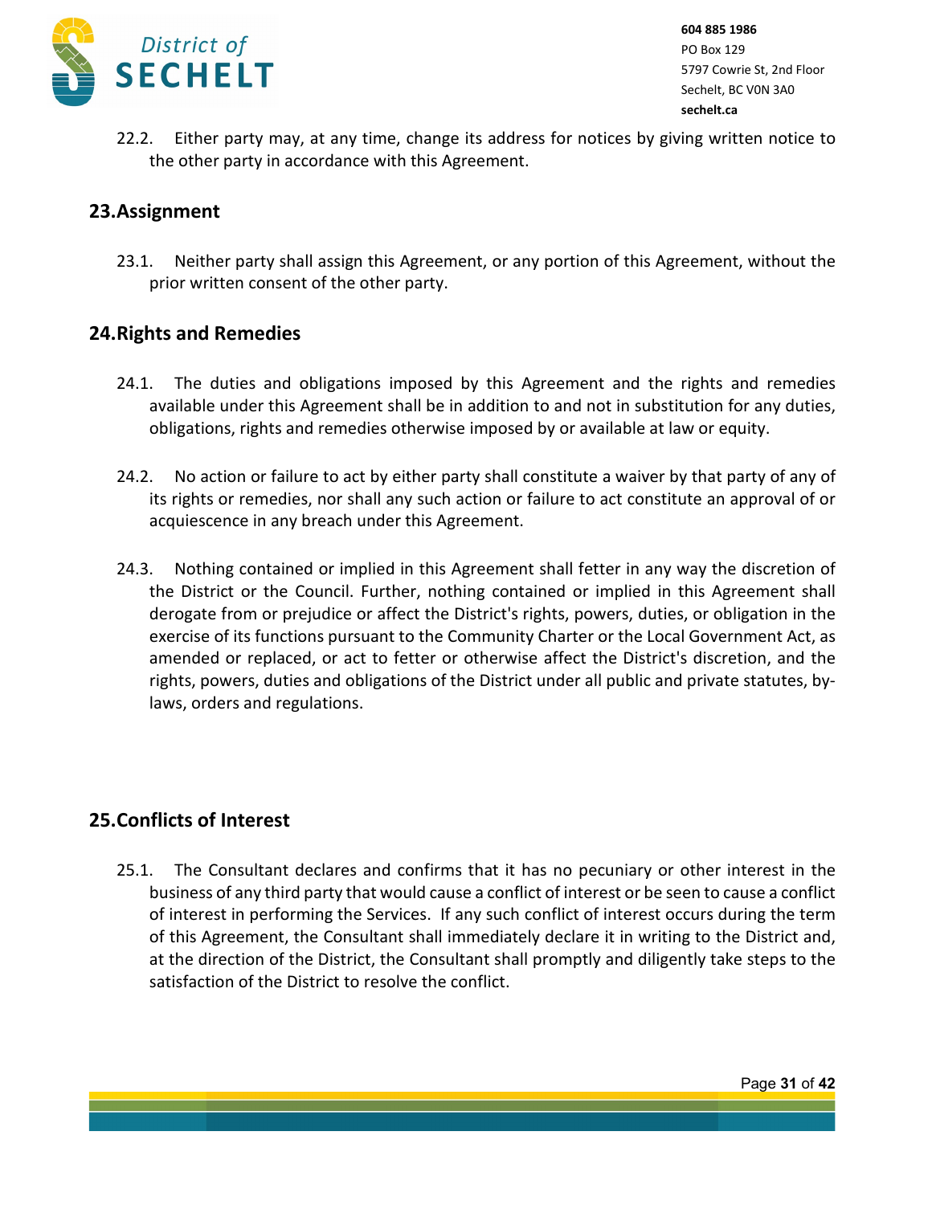22.2. Either party may, at any time, change its address for notices by giving written notice to the other party in accordance with this Agreement.

## 23. Assignment

23.1. Neither party shall assign this Agreement, or any portion of this Agreement, without the prior written consent of the other party.

## 24. Rights and Remedies

24.1. The duties and obligations imposed by this Agreement and the rights and remedies available under this Agreement shall be in addition to and not in substitution for any duties, obligations, rights and remedies otherwise imposed by or available at law or equity.

24.2. No action or failure to act by either party shall constitute a waiver by that party of any of its rights or remedies, nor shall any such action or failure to act constitute an approval of or acquiescence in any breach under this Agreement.

24.3. Nothing contained or implied in this Agreement shall fetter in any way the discretion of the District or the Council. Further, nothing contained or implied in this Agreement shall derogate from or prejudice or affect the District's rights, powers, duties, or obligation in the exercise of its functions pursuant to the Community Charter or the Local Government Act, as amended or replaced, or act to fetter or otherwise affect the District's discretion, and the rights, powers, duties and obligations of the District under all public and private statutes, by-laws, orders and regulations.

## 25. Conflicts of Interest

25.1. The Consultant declares and confirms that it has no pecuniary or other interest in the business of any third party that would cause a conflict of interest or be seen to cause a conflict of interest in performing the Services. If any such conflict of interest occurs during the term of this Agreement, the Consultant shall immediately declare it in writing to the District and, at the direction of the District, the Consultant shall promptly and diligently take steps to the satisfaction of the District to resolve the conflict.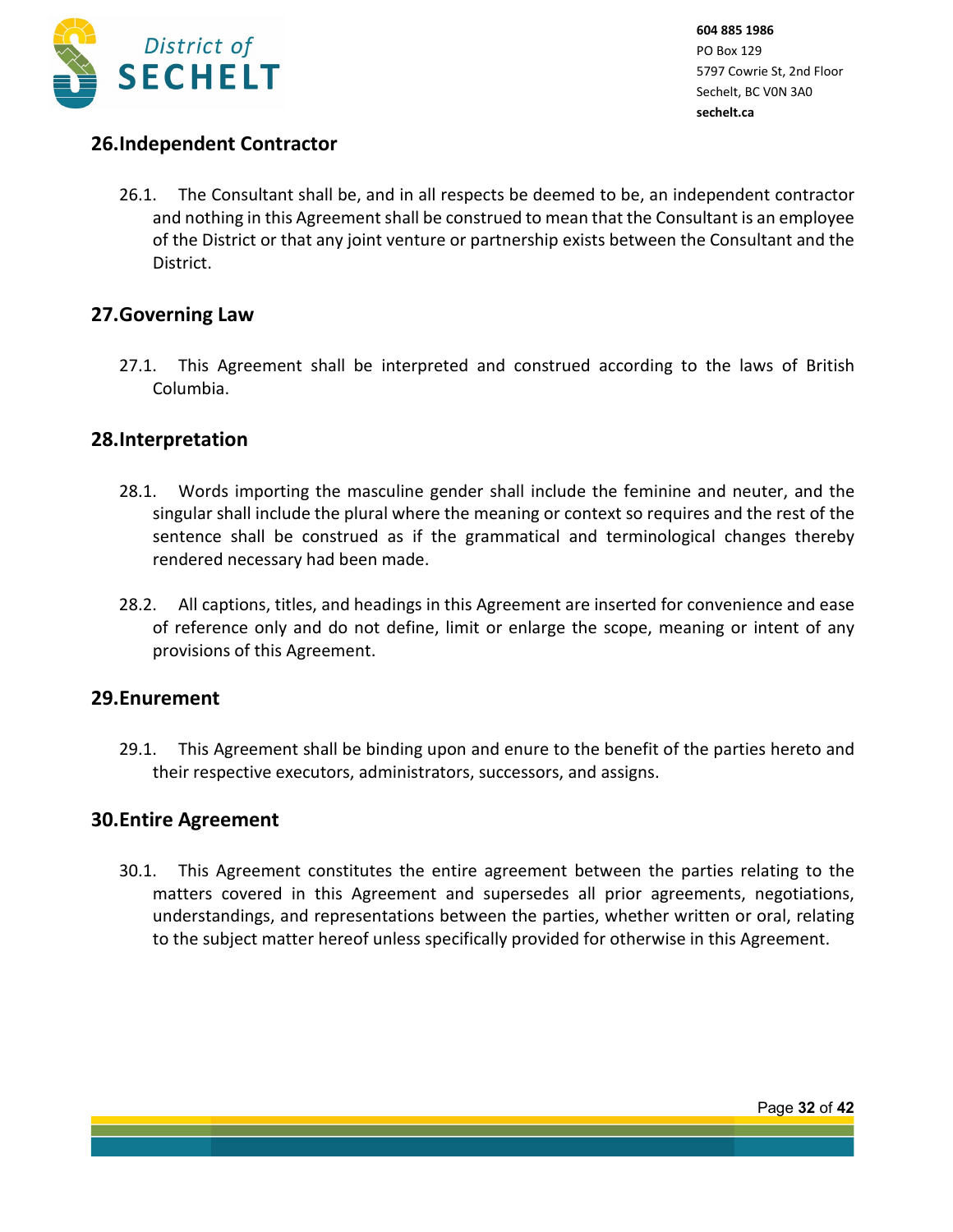## 26. Independent Contractor

26.1. The Consultant shall be, and in all respects be deemed to be, an independent contractor and nothing in this Agreement shall be construed to mean that the Consultant is an employee of the District or that any joint venture or partnership exists between the Consultant and the District.

## 27. Governing Law

27.1. This Agreement shall be interpreted and construed according to the laws of British Columbia.

## 28. Interpretation

28.1. Words importing the masculine gender shall include the feminine and neuter, and the singular shall include the plural where the meaning or context so requires and the rest of the sentence shall be construed as if the grammatical and terminological changes thereby rendered necessary had been made.

28.2. All captions, titles, and headings in this Agreement are inserted for convenience and ease of reference only and do not define, limit or enlarge the scope, meaning or intent of any provisions of this Agreement.

## 29. Enurement

29.1. This Agreement shall be binding upon and enure to the benefit of the parties hereto and their respective executors, administrators, successors, and assigns.

## 30. Entire Agreement

30.1. This Agreement constitutes the entire agreement between the parties relating to the matters covered in this Agreement and supersedes all prior agreements, negotiations, understandings, and representations between the parties, whether written or oral, relating to the subject matter hereof unless specifically provided for otherwise in this Agreement.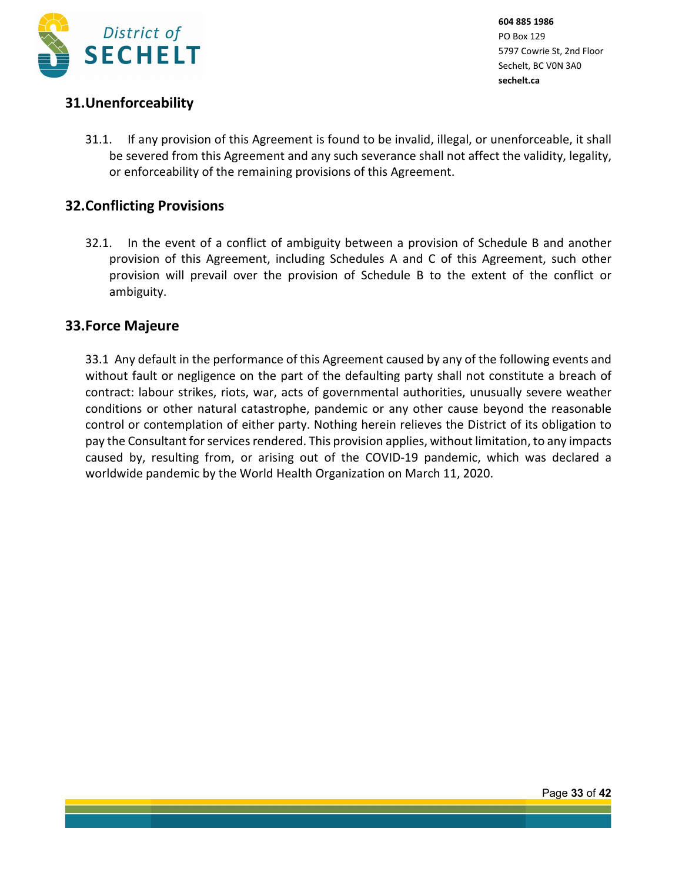## 31. Unenforceability

31.1. If any provision of this Agreement is found to be invalid, illegal, or unenforceable, it shall be severed from this Agreement and any such severance shall not affect the validity, legality, or enforceability of the remaining provisions of this Agreement.

## 32. Conflicting Provisions

32.1. In the event of a conflict of ambiguity between a provision of Schedule B and another provision of this Agreement, including Schedules A and C of this Agreement, such other provision will prevail over the provision of Schedule B to the extent of the conflict or ambiguity.

## 33. Force Majeure

33.1 Any default in the performance of this Agreement caused by any of the following events and without fault or negligence on the part of the defaulting party shall not constitute a breach of contract: labour strikes, riots, war, acts of governmental authorities, unusually severe weather conditions or other natural catastrophe, pandemic or any other cause beyond the reasonable control or contemplation of either party. Nothing herein relieves the District of its obligation to pay the Consultant for services rendered. This provision applies, without limitation, to any impacts caused by, resulting from, or arising out of the COVID-19 pandemic, which was declared a worldwide pandemic by the World Health Organization on March 11, 2020.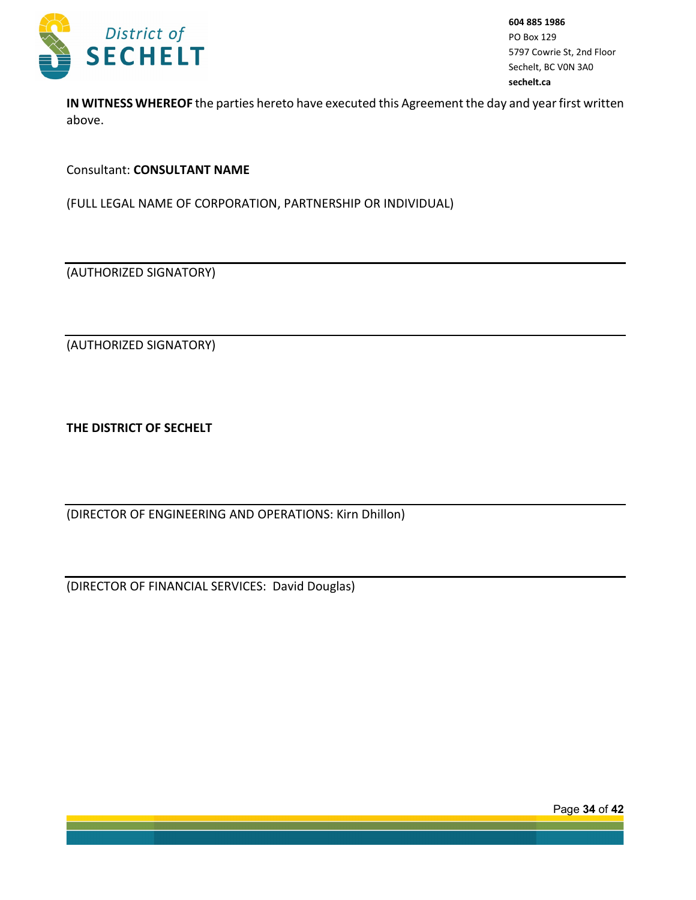**IN WITNESS WHEREOF** the parties hereto have executed this Agreement the day and year first written above.

Consultant: **CONSULTANT NAME**

(FULL LEGAL NAME OF CORPORATION, PARTNERSHIP OR INDIVIDUAL)

___________________________________________

(AUTHORIZED SIGNATORY)

___________________________________________

(AUTHORIZED SIGNATORY)

**THE DISTRICT OF SECHELT**

___________________________________________

(DIRECTOR OF ENGINEERING AND OPERATIONS: Kirn Dhillon)

___________________________________________

(DIRECTOR OF FINANCIAL SERVICES: David Douglas)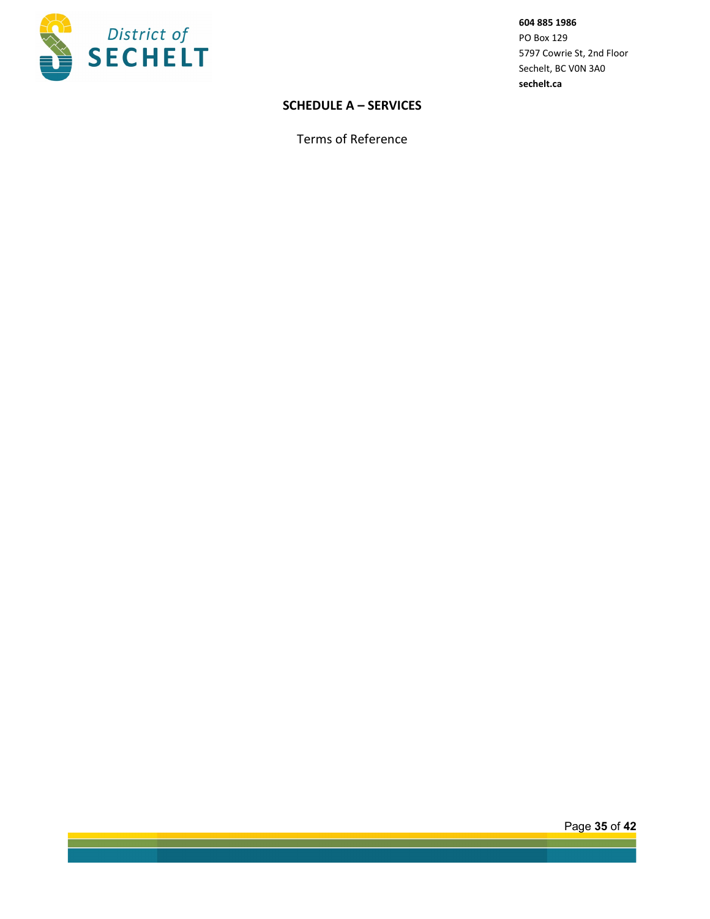## SCHEDULE A – SERVICES

Terms of Reference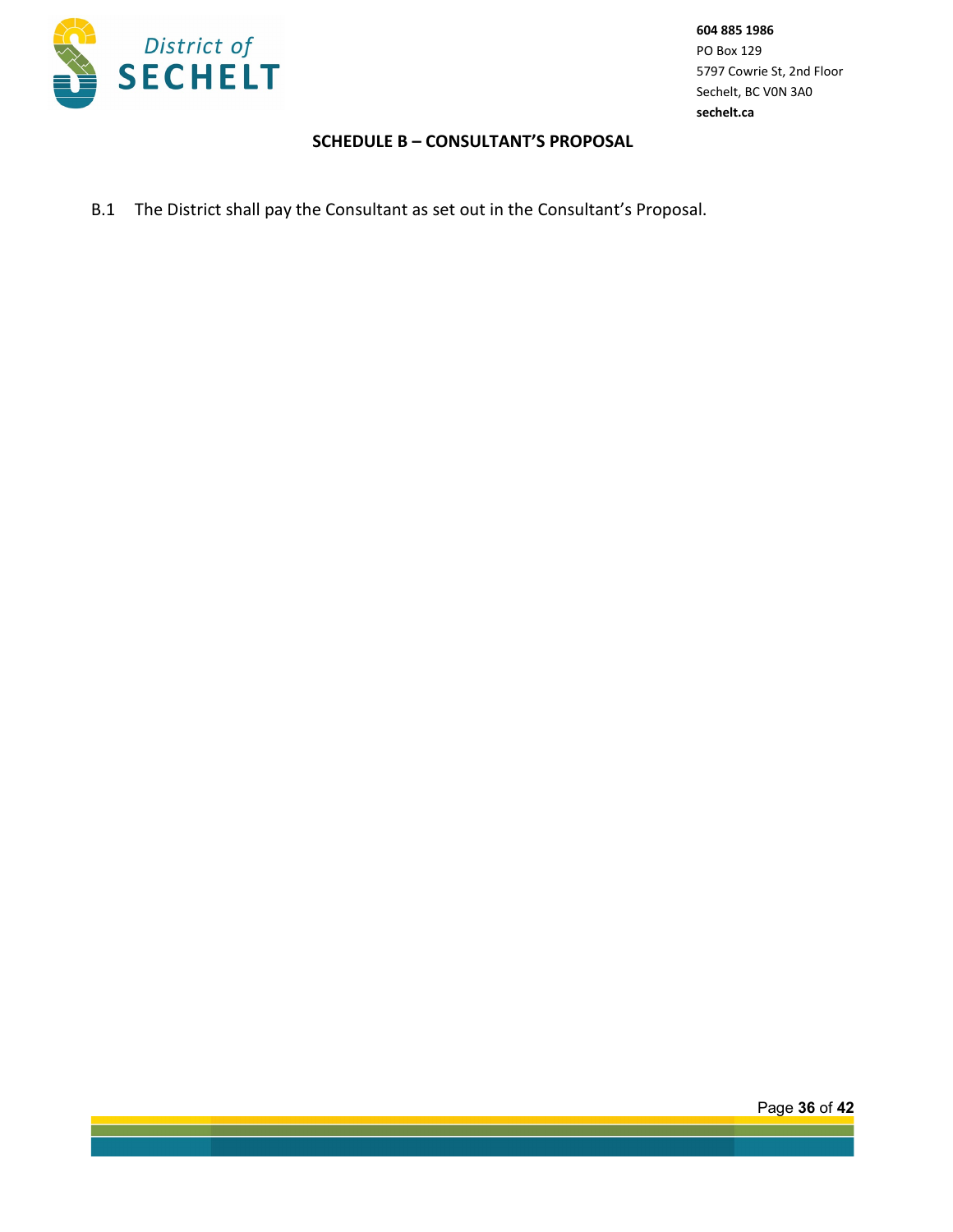**SCHEDULE B – CONSULTANT'S PROPOSAL**

B.1 The District shall pay the Consultant as set out in the Consultant's Proposal.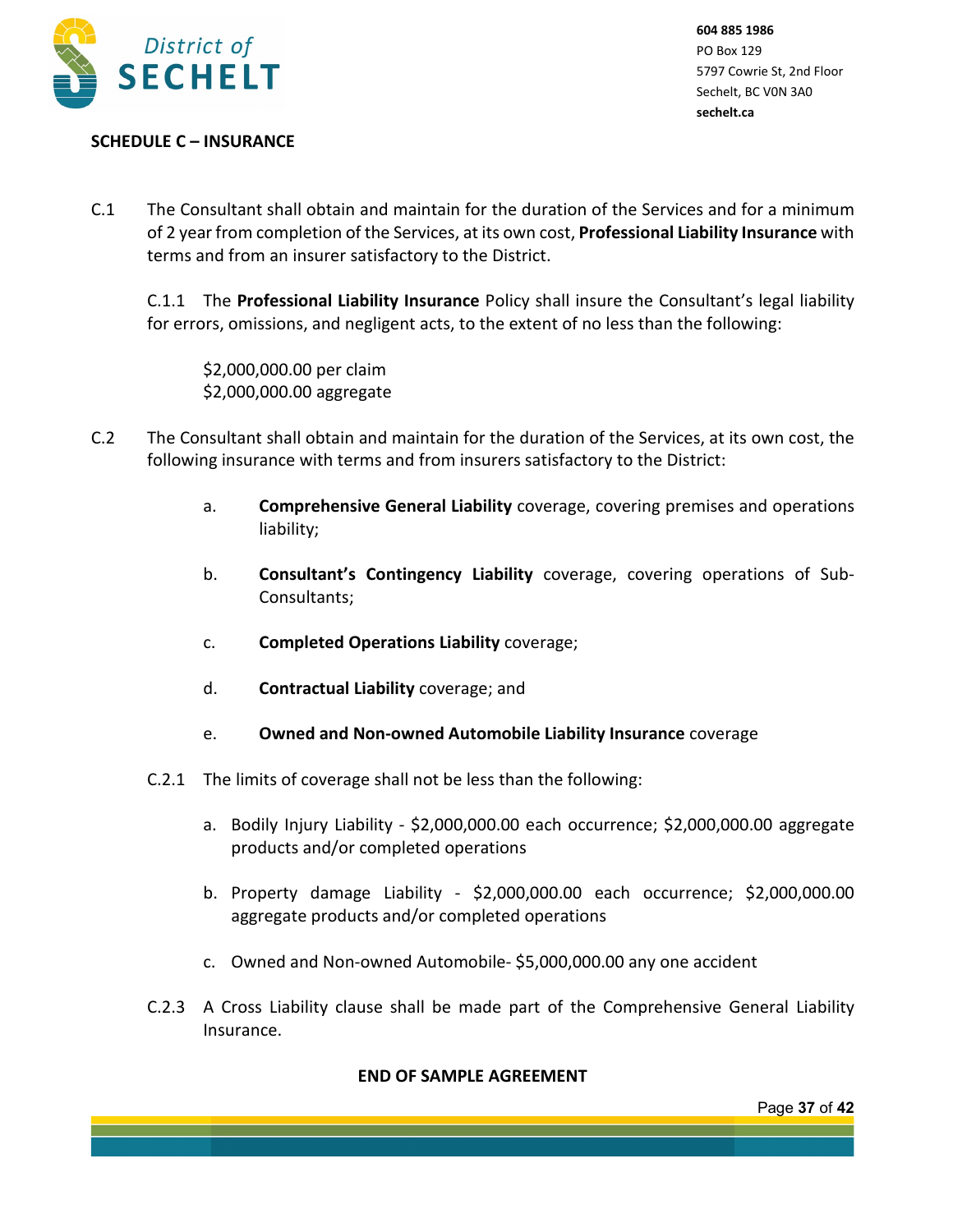## SCHEDULE C – INSURANCE

C.1 The Consultant shall obtain and maintain for the duration of the Services and for a minimum of 2 year from completion of the Services, at its own cost, **Professional Liability Insurance** with terms and from an insurer satisfactory to the District.

C.1.1 The **Professional Liability Insurance** Policy shall insure the Consultant's legal liability for errors, omissions, and negligent acts, to the extent of no less than the following:

$2,000,000.00 per claim
$2,000,000.00 aggregate

C.2 The Consultant shall obtain and maintain for the duration of the Services, at its own cost, the following insurance with terms and from insurers satisfactory to the District:

a. **Comprehensive General Liability** coverage, covering premises and operations liability;

b. **Consultant's Contingency Liability** coverage, covering operations of Sub-Consultants;

c. **Completed Operations Liability** coverage;

d. **Contractual Liability** coverage; and

e. **Owned and Non-owned Automobile Liability Insurance** coverage

C.2.1 The limits of coverage shall not be less than the following:

a. Bodily Injury Liability - $2,000,000.00 each occurrence; $2,000,000.00 aggregate products and/or completed operations

b. Property damage Liability - $2,000,000.00 each occurrence; $2,000,000.00 aggregate products and/or completed operations

c. Owned and Non-owned Automobile- $5,000,000.00 any one accident

C.2.3 A Cross Liability clause shall be made part of the Comprehensive General Liability Insurance.

**END OF SAMPLE AGREEMENT**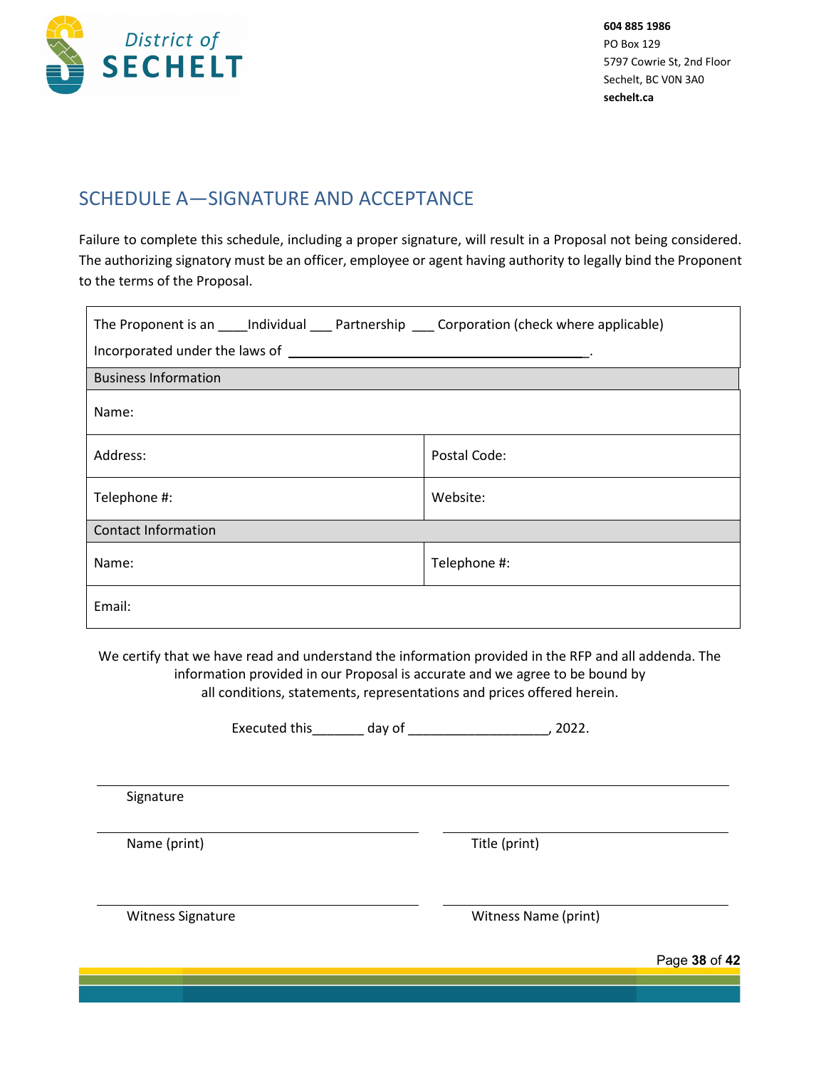604 885 1986
PO Box 129
5797 Cowrie St, 2nd Floor
Sechelt, BC V0N 3A0
**sechelt.ca**

## SCHEDULE A—SIGNATURE AND ACCEPTANCE

Failure to complete this schedule, including a proper signature, will result in a Proposal not being considered. The authorizing signatory must be an officer, employee or agent having authority to legally bind the Proponent to the terms of the Proposal.

| The Proponent is an ____Individual ___ Partnership ___ Corporation (check where applicable)<br>Incorporated under the laws of ________________________________________. | |
|---|---|
| **Business Information** | |
| Name: | |
| Address: | Postal Code: |
| Telephone #: | Website: |
| **Contact Information** | |
| Name: | Telephone #: |
| Email: | |

We certify that we have read and understand the information provided in the RFP and all addenda. The information provided in our Proposal is accurate and we agree to be bound by all conditions, statements, representations and prices offered herein.

Executed this_______ day of ___________________, 2022.

______________________________________________
Signature

______________________________          ______________________________
Name (print)                                          Title (print)

______________________________          ______________________________
Witness Signature                                   Witness Name (print)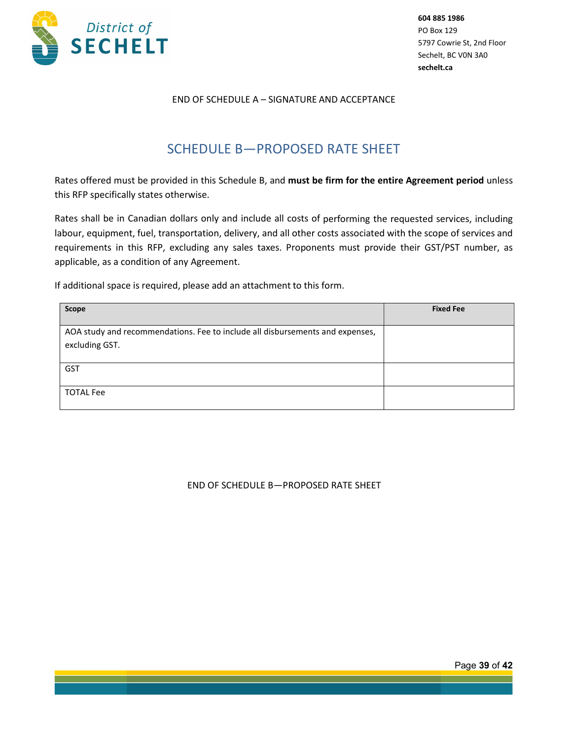END OF SCHEDULE A – SIGNATURE AND ACCEPTANCE

## SCHEDULE B—PROPOSED RATE SHEET

Rates offered must be provided in this Schedule B, and **must be firm for the entire Agreement period** unless this RFP specifically states otherwise.

Rates shall be in Canadian dollars only and include all costs of performing the requested services, including labour, equipment, fuel, transportation, delivery, and all other costs associated with the scope of services and requirements in this RFP, excluding any sales taxes. Proponents must provide their GST/PST number, as applicable, as a condition of any Agreement.

If additional space is required, please add an attachment to this form.

| **Scope** | **Fixed Fee** |
|---|---|
| AOA study and recommendations. Fee to include all disbursements and expenses, excluding GST. | |
| GST | |
| TOTAL Fee | |

END OF SCHEDULE B—PROPOSED RATE SHEET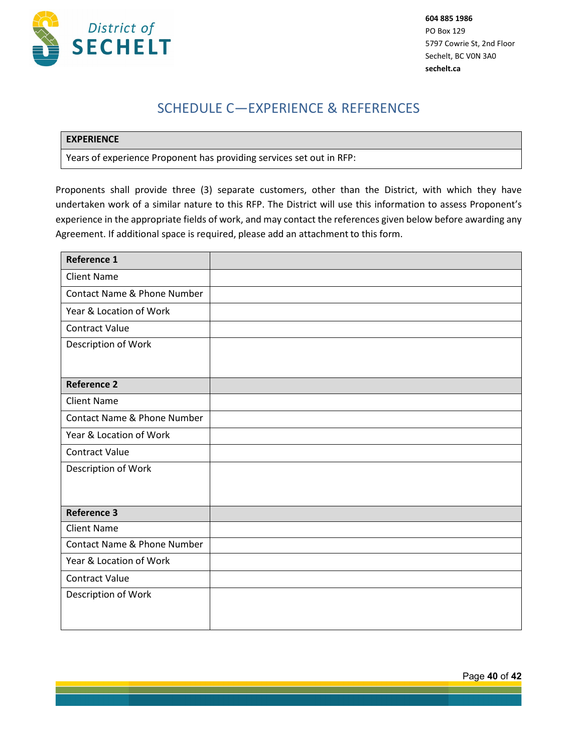604 885 1986
PO Box 129
5797 Cowrie St, 2nd Floor
Sechelt, BC V0N 3A0
**sechelt.ca**

# SCHEDULE C—EXPERIENCE & REFERENCES

| **EXPERIENCE** |
| --- |
| Years of experience Proponent has providing services set out in RFP: |

Proponents shall provide three (3) separate customers, other than the District, with which they have undertaken work of a similar nature to this RFP. The District will use this information to assess Proponent's experience in the appropriate fields of work, and may contact the references given below before awarding any Agreement. If additional space is required, please add an attachment to this form.

| **Reference 1** | |
| --- | --- |
| Client Name | |
| Contact Name & Phone Number | |
| Year & Location of Work | |
| Contract Value | |
| Description of Work | |
| **Reference 2** | |
| Client Name | |
| Contact Name & Phone Number | |
| Year & Location of Work | |
| Contract Value | |
| Description of Work | |
| **Reference 3** | |
| Client Name | |
| Contact Name & Phone Number | |
| Year & Location of Work | |
| Contract Value | |
| Description of Work | |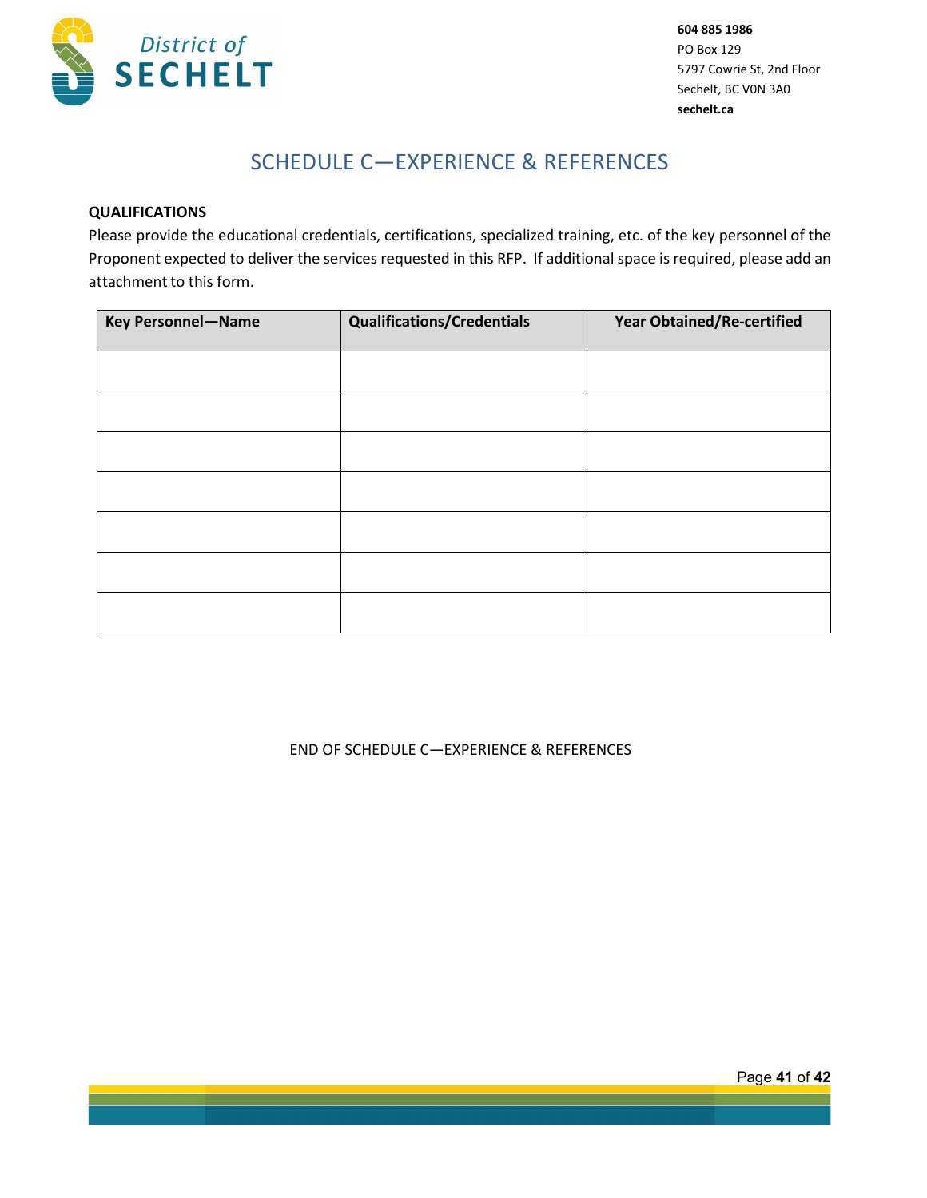District of SECHELT

**604 885 1986**
PO Box 129
5797 Cowrie St, 2nd Floor
Sechelt, BC V0N 3A0
**sechelt.ca**

# SCHEDULE C—EXPERIENCE & REFERENCES

**QUALIFICATIONS**

Please provide the educational credentials, certifications, specialized training, etc. of the key personnel of the Proponent expected to deliver the services requested in this RFP. If additional space is required, please add an attachment to this form.

| Key Personnel—Name | Qualifications/Credentials | Year Obtained/Re-certified |
|---|---|---|
| | | |
| | | |
| | | |
| | | |
| | | |
| | | |
| | | |

END OF SCHEDULE C—EXPERIENCE & REFERENCES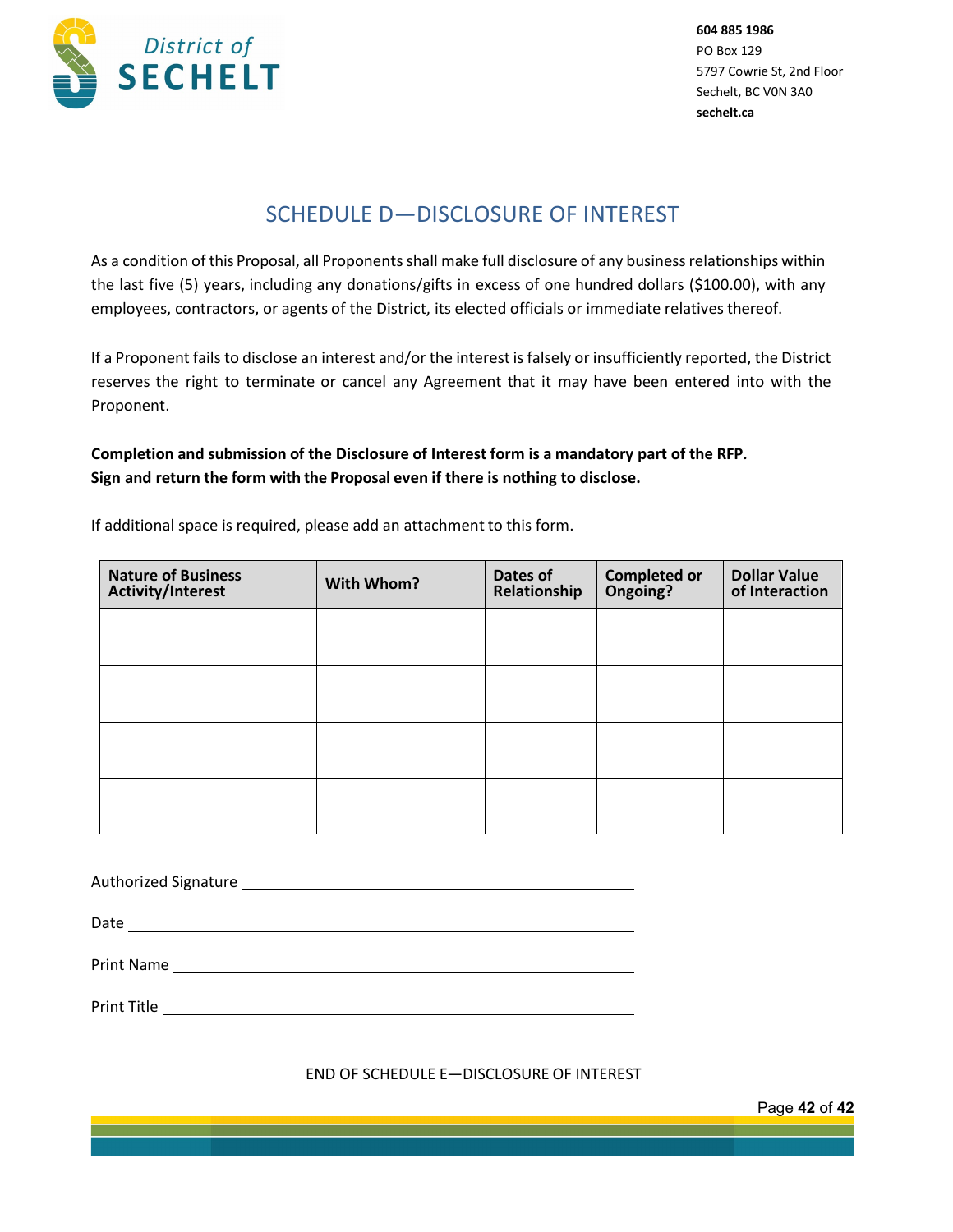604 885 1986
PO Box 129
5797 Cowrie St, 2nd Floor
Sechelt, BC V0N 3A0
**sechelt.ca**

## SCHEDULE D—DISCLOSURE OF INTEREST

As a condition of this Proposal, all Proponents shall make full disclosure of any business relationships within the last five (5) years, including any donations/gifts in excess of one hundred dollars ($100.00), with any employees, contractors, or agents of the District, its elected officials or immediate relatives thereof.

If a Proponent fails to disclose an interest and/or the interest is falsely or insufficiently reported, the District reserves the right to terminate or cancel any Agreement that it may have been entered into with the Proponent.

**Completion and submission of the Disclosure of Interest form is a mandatory part of the RFP. Sign and return the form with the Proposal even if there is nothing to disclose.**

If additional space is required, please add an attachment to this form.

| Nature of Business Activity/Interest | With Whom? | Dates of Relationship | Completed or Ongoing? | Dollar Value of Interaction |
|---|---|---|---|---|
| | | | | |
| | | | | |
| | | | | |
| | | | | |

Authorized Signature ______________________________

Date ______________________________

Print Name ______________________________

Print Title ______________________________

END OF SCHEDULE E—DISCLOSURE OF INTEREST